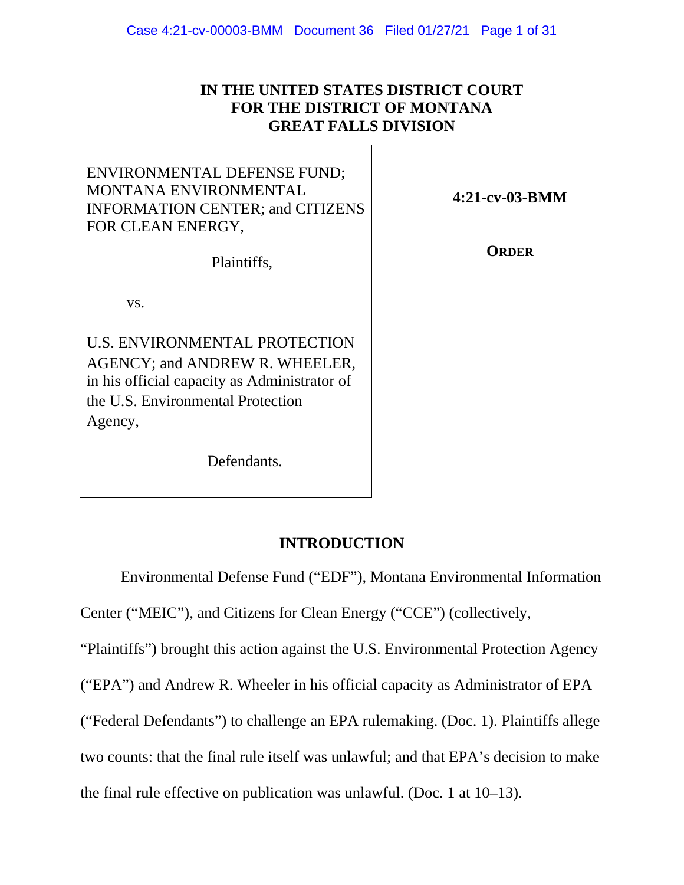# IN THE UNITED STATES DISTRICT COURT FOR THE DISTRICT OF MONTANA GREAT FALLS DIVISION

| | |
|---|---|
| ENVIRONMENTAL DEFENSE FUND; MONTANA ENVIRONMENTAL INFORMATION CENTER; and CITIZENS FOR CLEAN ENERGY,<br><br>Plaintiffs,<br><br>vs.<br><br>U.S. ENVIRONMENTAL PROTECTION AGENCY; and ANDREW R. WHEELER, in his official capacity as Administrator of the U.S. Environmental Protection Agency,<br><br>Defendants. | **4:21-cv-03-BMM**<br><br>**ORDER** |

## INTRODUCTION

Environmental Defense Fund ("EDF"), Montana Environmental Information Center ("MEIC"), and Citizens for Clean Energy ("CCE") (collectively, "Plaintiffs") brought this action against the U.S. Environmental Protection Agency ("EPA") and Andrew R. Wheeler in his official capacity as Administrator of EPA ("Federal Defendants") to challenge an EPA rulemaking. (Doc. 1). Plaintiffs allege two counts: that the final rule itself was unlawful; and that EPA's decision to make the final rule effective on publication was unlawful. (Doc. 1 at 10–13).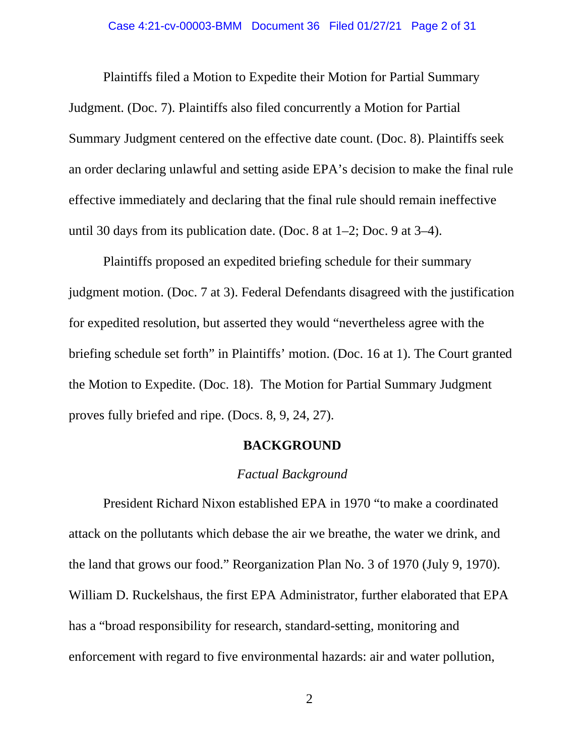Plaintiffs filed a Motion to Expedite their Motion for Partial Summary Judgment. (Doc. 7). Plaintiffs also filed concurrently a Motion for Partial Summary Judgment centered on the effective date count. (Doc. 8). Plaintiffs seek an order declaring unlawful and setting aside EPA's decision to make the final rule effective immediately and declaring that the final rule should remain ineffective until 30 days from its publication date. (Doc. 8 at 1–2; Doc. 9 at 3–4).

Plaintiffs proposed an expedited briefing schedule for their summary judgment motion. (Doc. 7 at 3). Federal Defendants disagreed with the justification for expedited resolution, but asserted they would "nevertheless agree with the briefing schedule set forth" in Plaintiffs' motion. (Doc. 16 at 1). The Court granted the Motion to Expedite. (Doc. 18). The Motion for Partial Summary Judgment proves fully briefed and ripe. (Docs. 8, 9, 24, 27).

## BACKGROUND

### *Factual Background*

President Richard Nixon established EPA in 1970 "to make a coordinated attack on the pollutants which debase the air we breathe, the water we drink, and the land that grows our food." Reorganization Plan No. 3 of 1970 (July 9, 1970). William D. Ruckelshaus, the first EPA Administrator, further elaborated that EPA has a "broad responsibility for research, standard-setting, monitoring and enforcement with regard to five environmental hazards: air and water pollution,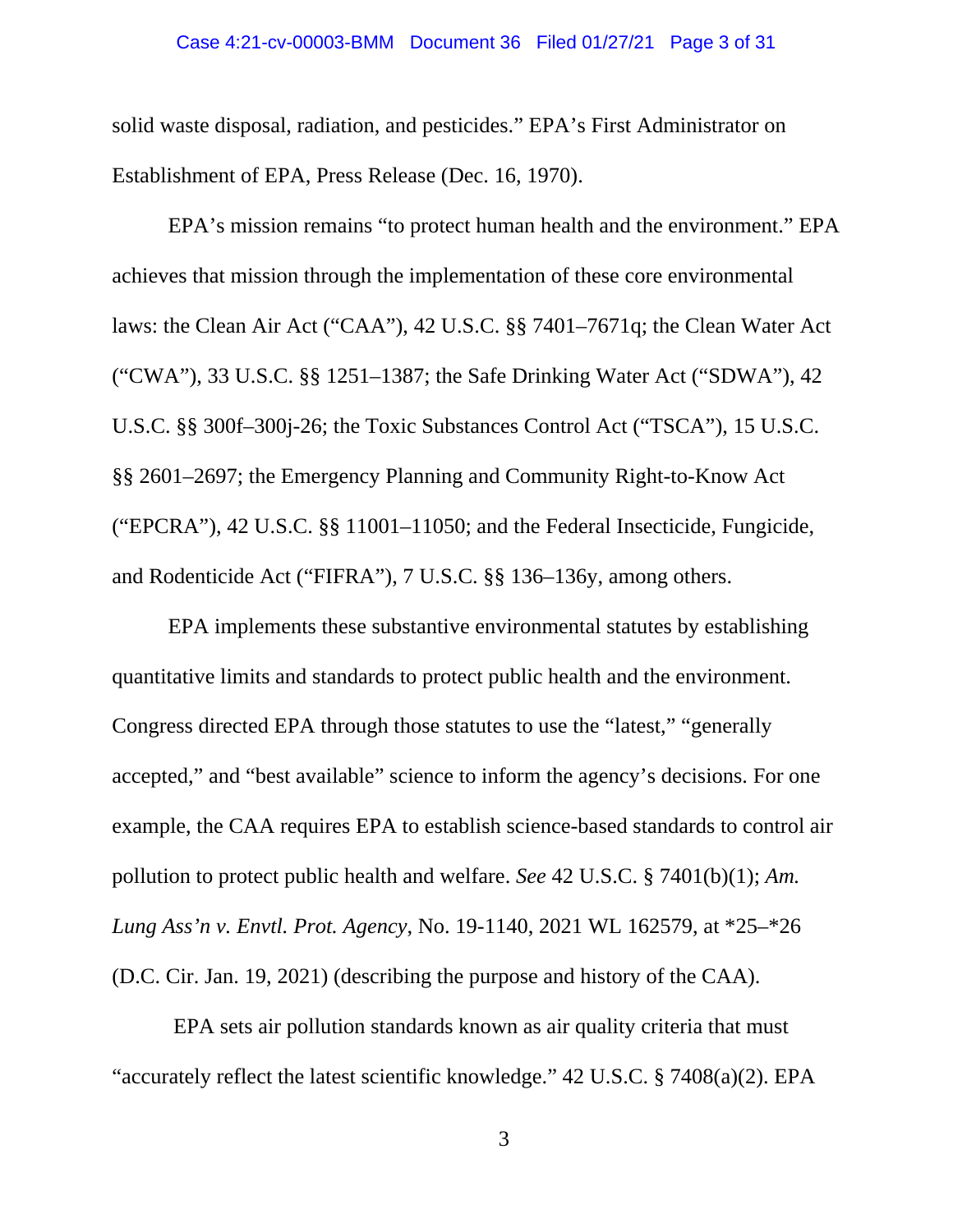solid waste disposal, radiation, and pesticides." EPA's First Administrator on Establishment of EPA, Press Release (Dec. 16, 1970).

EPA's mission remains "to protect human health and the environment." EPA achieves that mission through the implementation of these core environmental laws: the Clean Air Act ("CAA"), 42 U.S.C. §§ 7401–7671q; the Clean Water Act ("CWA"), 33 U.S.C. §§ 1251–1387; the Safe Drinking Water Act ("SDWA"), 42 U.S.C. §§ 300f–300j-26; the Toxic Substances Control Act ("TSCA"), 15 U.S.C. §§ 2601–2697; the Emergency Planning and Community Right-to-Know Act ("EPCRA"), 42 U.S.C. §§ 11001–11050; and the Federal Insecticide, Fungicide, and Rodenticide Act ("FIFRA"), 7 U.S.C. §§ 136–136y, among others.

EPA implements these substantive environmental statutes by establishing quantitative limits and standards to protect public health and the environment. Congress directed EPA through those statutes to use the "latest," "generally accepted," and "best available" science to inform the agency's decisions. For one example, the CAA requires EPA to establish science-based standards to control air pollution to protect public health and welfare. *See* 42 U.S.C. § 7401(b)(1); *Am. Lung Ass'n v. Envtl. Prot. Agency*, No. 19-1140, 2021 WL 162579, at *25–*26 (D.C. Cir. Jan. 19, 2021) (describing the purpose and history of the CAA).

EPA sets air pollution standards known as air quality criteria that must "accurately reflect the latest scientific knowledge." 42 U.S.C. § 7408(a)(2). EPA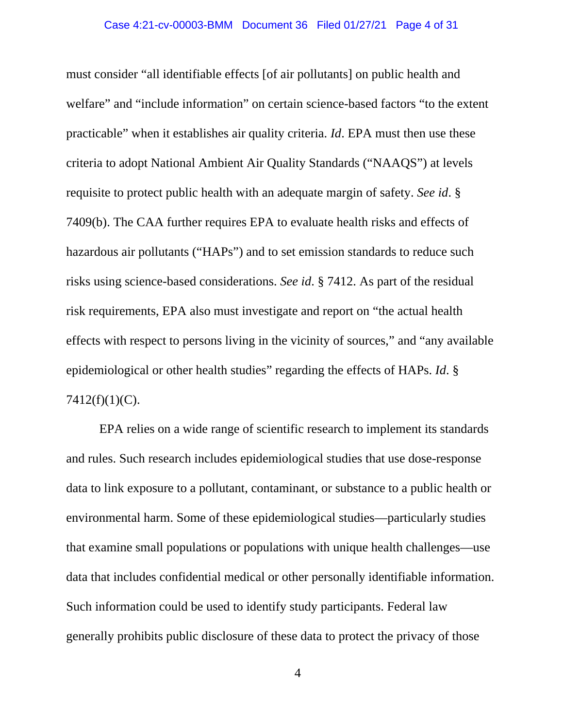must consider "all identifiable effects [of air pollutants] on public health and welfare" and "include information" on certain science-based factors "to the extent practicable" when it establishes air quality criteria. *Id*. EPA must then use these criteria to adopt National Ambient Air Quality Standards ("NAAQS") at levels requisite to protect public health with an adequate margin of safety. *See id*. § 7409(b). The CAA further requires EPA to evaluate health risks and effects of hazardous air pollutants ("HAPs") and to set emission standards to reduce such risks using science-based considerations. *See id*. § 7412. As part of the residual risk requirements, EPA also must investigate and report on "the actual health effects with respect to persons living in the vicinity of sources," and "any available epidemiological or other health studies" regarding the effects of HAPs. *Id*. § 7412(f)(1)(C).

EPA relies on a wide range of scientific research to implement its standards and rules. Such research includes epidemiological studies that use dose-response data to link exposure to a pollutant, contaminant, or substance to a public health or environmental harm. Some of these epidemiological studies—particularly studies that examine small populations or populations with unique health challenges—use data that includes confidential medical or other personally identifiable information. Such information could be used to identify study participants. Federal law generally prohibits public disclosure of these data to protect the privacy of those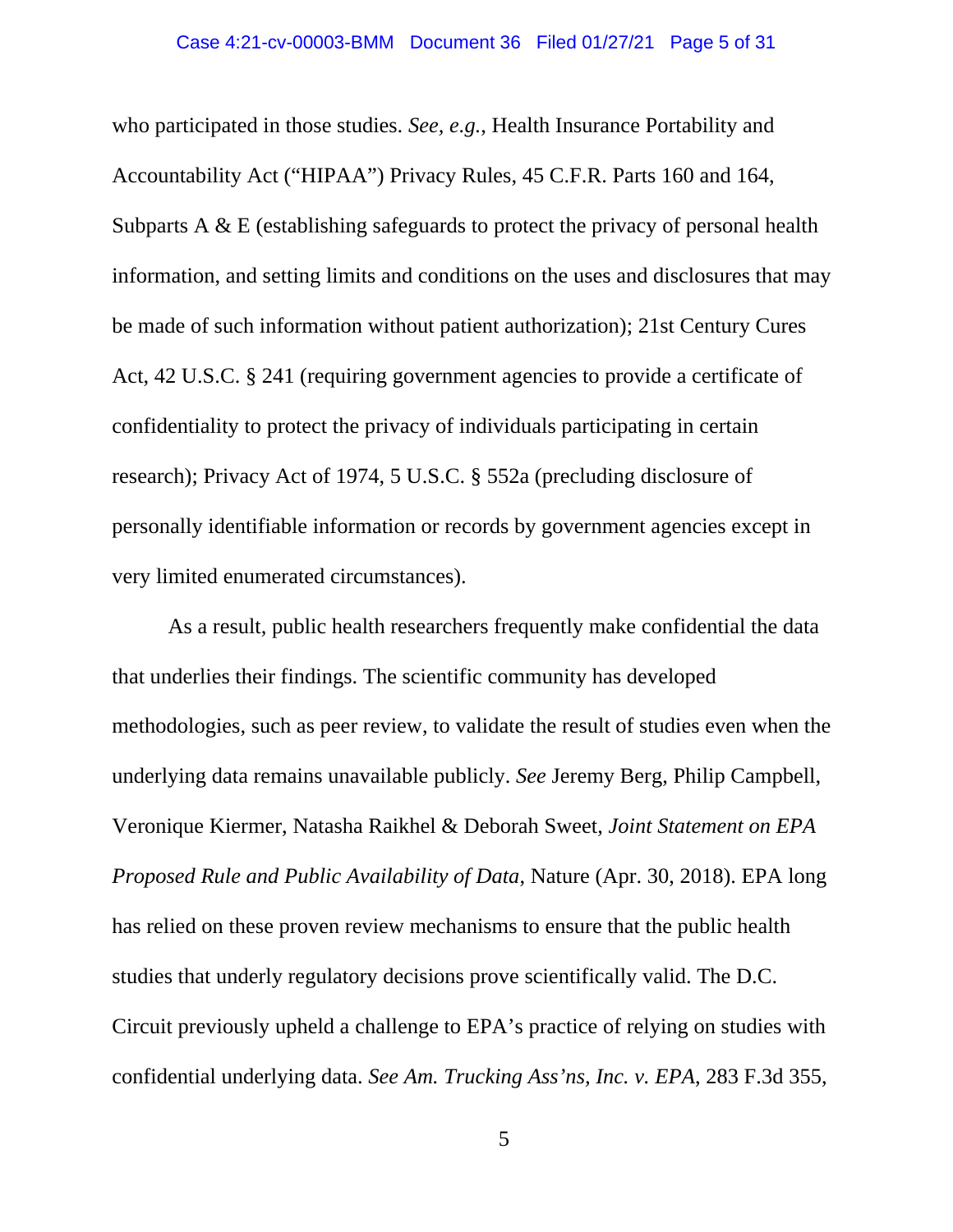who participated in those studies. *See, e.g.*, Health Insurance Portability and Accountability Act ("HIPAA") Privacy Rules, 45 C.F.R. Parts 160 and 164, Subparts A & E (establishing safeguards to protect the privacy of personal health information, and setting limits and conditions on the uses and disclosures that may be made of such information without patient authorization); 21st Century Cures Act, 42 U.S.C. § 241 (requiring government agencies to provide a certificate of confidentiality to protect the privacy of individuals participating in certain research); Privacy Act of 1974, 5 U.S.C. § 552a (precluding disclosure of personally identifiable information or records by government agencies except in very limited enumerated circumstances).

As a result, public health researchers frequently make confidential the data that underlies their findings. The scientific community has developed methodologies, such as peer review, to validate the result of studies even when the underlying data remains unavailable publicly. *See* Jeremy Berg, Philip Campbell, Veronique Kiermer, Natasha Raikhel & Deborah Sweet, *Joint Statement on EPA Proposed Rule and Public Availability of Data*, Nature (Apr. 30, 2018). EPA long has relied on these proven review mechanisms to ensure that the public health studies that underly regulatory decisions prove scientifically valid. The D.C. Circuit previously upheld a challenge to EPA's practice of relying on studies with confidential underlying data. *See Am. Trucking Ass'ns, Inc. v. EPA*, 283 F.3d 355,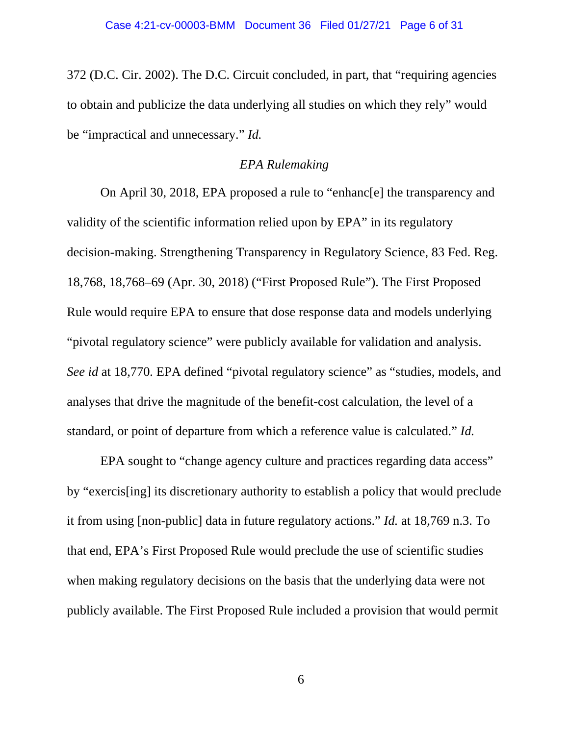372 (D.C. Cir. 2002). The D.C. Circuit concluded, in part, that "requiring agencies to obtain and publicize the data underlying all studies on which they rely" would be "impractical and unnecessary." *Id.*

### *EPA Rulemaking*

On April 30, 2018, EPA proposed a rule to "enhanc[e] the transparency and validity of the scientific information relied upon by EPA" in its regulatory decision-making. Strengthening Transparency in Regulatory Science, 83 Fed. Reg. 18,768, 18,768–69 (Apr. 30, 2018) ("First Proposed Rule"). The First Proposed Rule would require EPA to ensure that dose response data and models underlying "pivotal regulatory science" were publicly available for validation and analysis. *See id* at 18,770. EPA defined "pivotal regulatory science" as "studies, models, and analyses that drive the magnitude of the benefit-cost calculation, the level of a standard, or point of departure from which a reference value is calculated." *Id.*

EPA sought to "change agency culture and practices regarding data access" by "exercis[ing] its discretionary authority to establish a policy that would preclude it from using [non-public] data in future regulatory actions." *Id.* at 18,769 n.3. To that end, EPA's First Proposed Rule would preclude the use of scientific studies when making regulatory decisions on the basis that the underlying data were not publicly available. The First Proposed Rule included a provision that would permit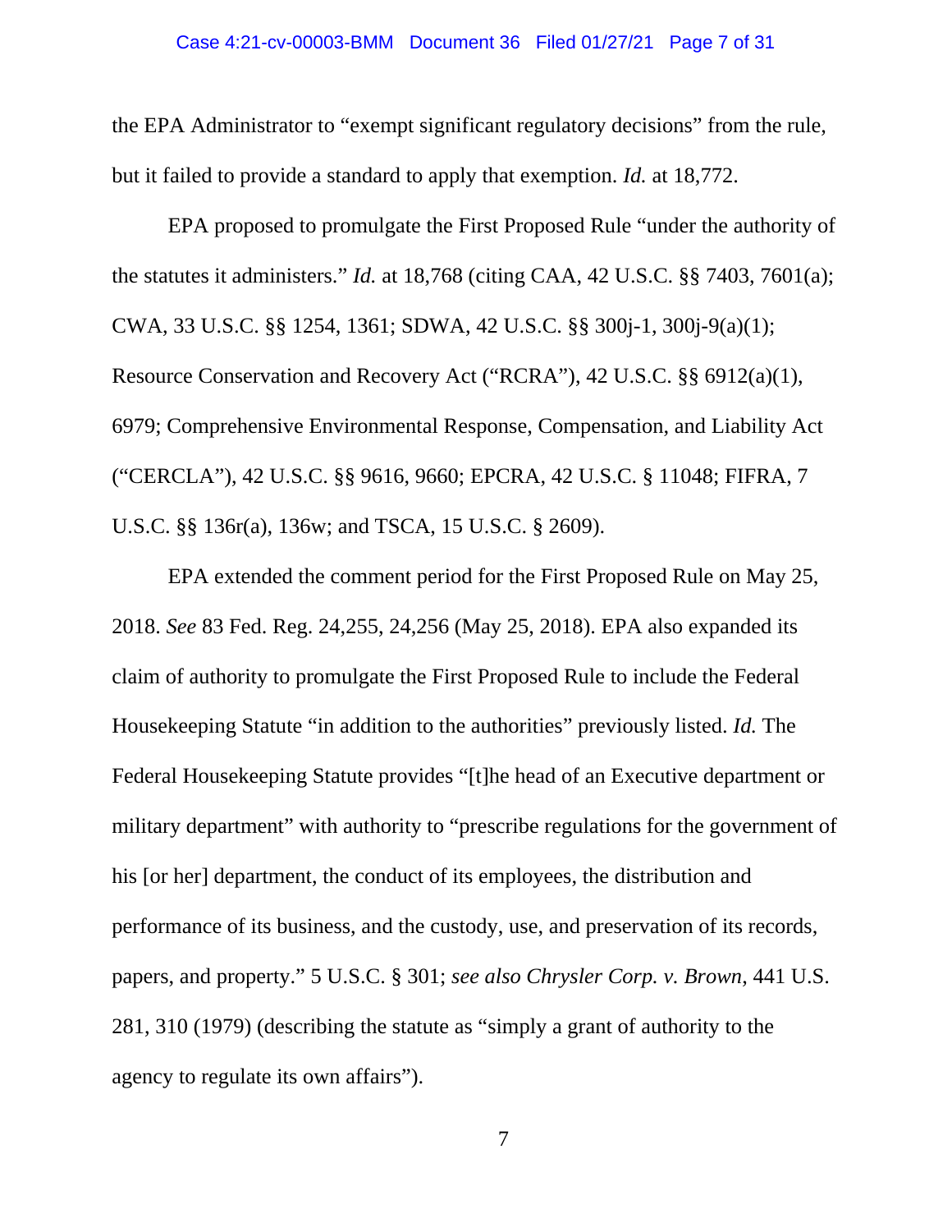the EPA Administrator to "exempt significant regulatory decisions" from the rule, but it failed to provide a standard to apply that exemption. *Id.* at 18,772.

EPA proposed to promulgate the First Proposed Rule "under the authority of the statutes it administers." *Id.* at 18,768 (citing CAA, 42 U.S.C. §§ 7403, 7601(a); CWA, 33 U.S.C. §§ 1254, 1361; SDWA, 42 U.S.C. §§ 300j-1, 300j-9(a)(1); Resource Conservation and Recovery Act ("RCRA"), 42 U.S.C. §§ 6912(a)(1), 6979; Comprehensive Environmental Response, Compensation, and Liability Act ("CERCLA"), 42 U.S.C. §§ 9616, 9660; EPCRA, 42 U.S.C. § 11048; FIFRA, 7 U.S.C. §§ 136r(a), 136w; and TSCA, 15 U.S.C. § 2609).

EPA extended the comment period for the First Proposed Rule on May 25, 2018. *See* 83 Fed. Reg. 24,255, 24,256 (May 25, 2018). EPA also expanded its claim of authority to promulgate the First Proposed Rule to include the Federal Housekeeping Statute "in addition to the authorities" previously listed. *Id.* The Federal Housekeeping Statute provides "[t]he head of an Executive department or military department" with authority to "prescribe regulations for the government of his [or her] department, the conduct of its employees, the distribution and performance of its business, and the custody, use, and preservation of its records, papers, and property." 5 U.S.C. § 301; *see also Chrysler Corp. v. Brown*, 441 U.S. 281, 310 (1979) (describing the statute as "simply a grant of authority to the agency to regulate its own affairs").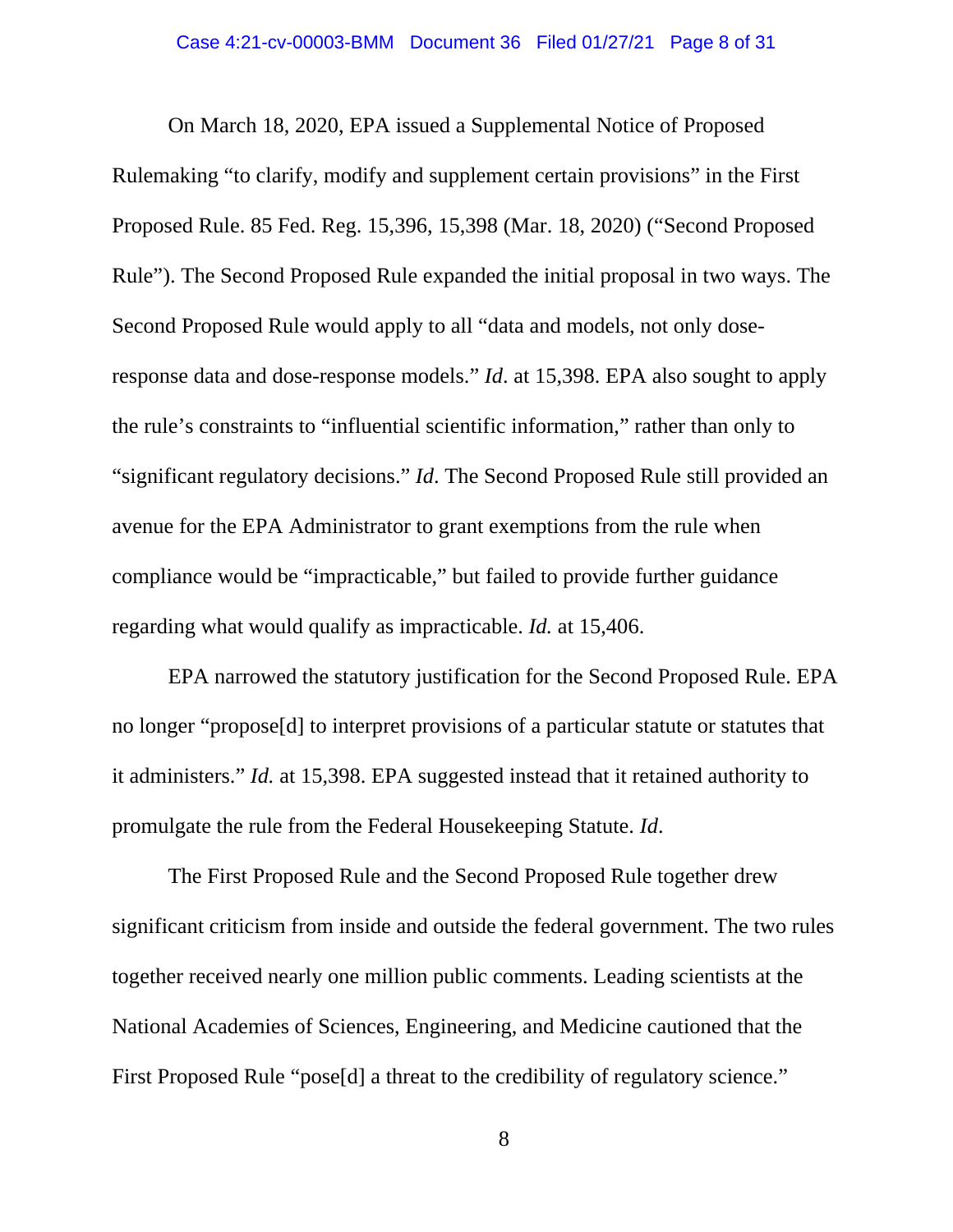On March 18, 2020, EPA issued a Supplemental Notice of Proposed Rulemaking "to clarify, modify and supplement certain provisions" in the First Proposed Rule. 85 Fed. Reg. 15,396, 15,398 (Mar. 18, 2020) ("Second Proposed Rule"). The Second Proposed Rule expanded the initial proposal in two ways. The Second Proposed Rule would apply to all "data and models, not only dose-response data and dose-response models." *Id*. at 15,398. EPA also sought to apply the rule's constraints to "influential scientific information," rather than only to "significant regulatory decisions." *Id*. The Second Proposed Rule still provided an avenue for the EPA Administrator to grant exemptions from the rule when compliance would be "impracticable," but failed to provide further guidance regarding what would qualify as impracticable. *Id.* at 15,406.

EPA narrowed the statutory justification for the Second Proposed Rule. EPA no longer "propose[d] to interpret provisions of a particular statute or statutes that it administers." *Id.* at 15,398. EPA suggested instead that it retained authority to promulgate the rule from the Federal Housekeeping Statute. *Id*.

The First Proposed Rule and the Second Proposed Rule together drew significant criticism from inside and outside the federal government. The two rules together received nearly one million public comments. Leading scientists at the National Academies of Sciences, Engineering, and Medicine cautioned that the First Proposed Rule "pose[d] a threat to the credibility of regulatory science."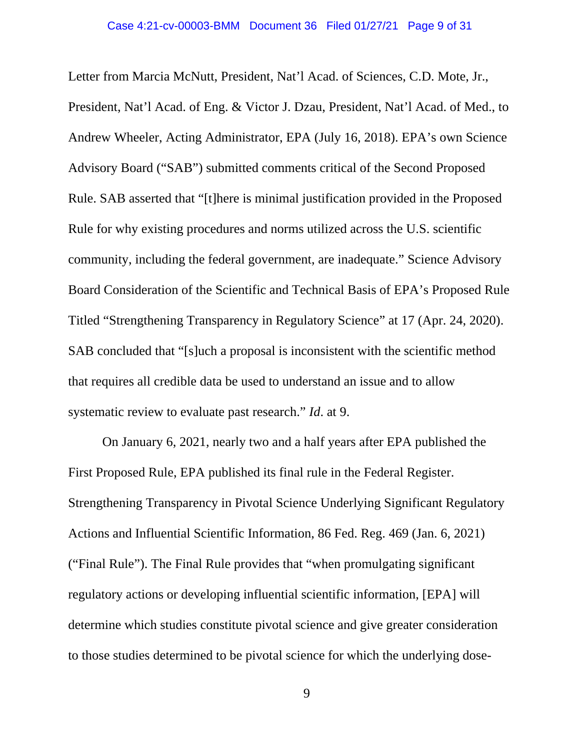Letter from Marcia McNutt, President, Nat'l Acad. of Sciences, C.D. Mote, Jr., President, Nat'l Acad. of Eng. & Victor J. Dzau, President, Nat'l Acad. of Med., to Andrew Wheeler, Acting Administrator, EPA (July 16, 2018). EPA's own Science Advisory Board ("SAB") submitted comments critical of the Second Proposed Rule. SAB asserted that "[t]here is minimal justification provided in the Proposed Rule for why existing procedures and norms utilized across the U.S. scientific community, including the federal government, are inadequate." Science Advisory Board Consideration of the Scientific and Technical Basis of EPA's Proposed Rule Titled "Strengthening Transparency in Regulatory Science" at 17 (Apr. 24, 2020). SAB concluded that "[s]uch a proposal is inconsistent with the scientific method that requires all credible data be used to understand an issue and to allow systematic review to evaluate past research." *Id*. at 9.

On January 6, 2021, nearly two and a half years after EPA published the First Proposed Rule, EPA published its final rule in the Federal Register. Strengthening Transparency in Pivotal Science Underlying Significant Regulatory Actions and Influential Scientific Information, 86 Fed. Reg. 469 (Jan. 6, 2021) ("Final Rule"). The Final Rule provides that "when promulgating significant regulatory actions or developing influential scientific information, [EPA] will determine which studies constitute pivotal science and give greater consideration to those studies determined to be pivotal science for which the underlying dose-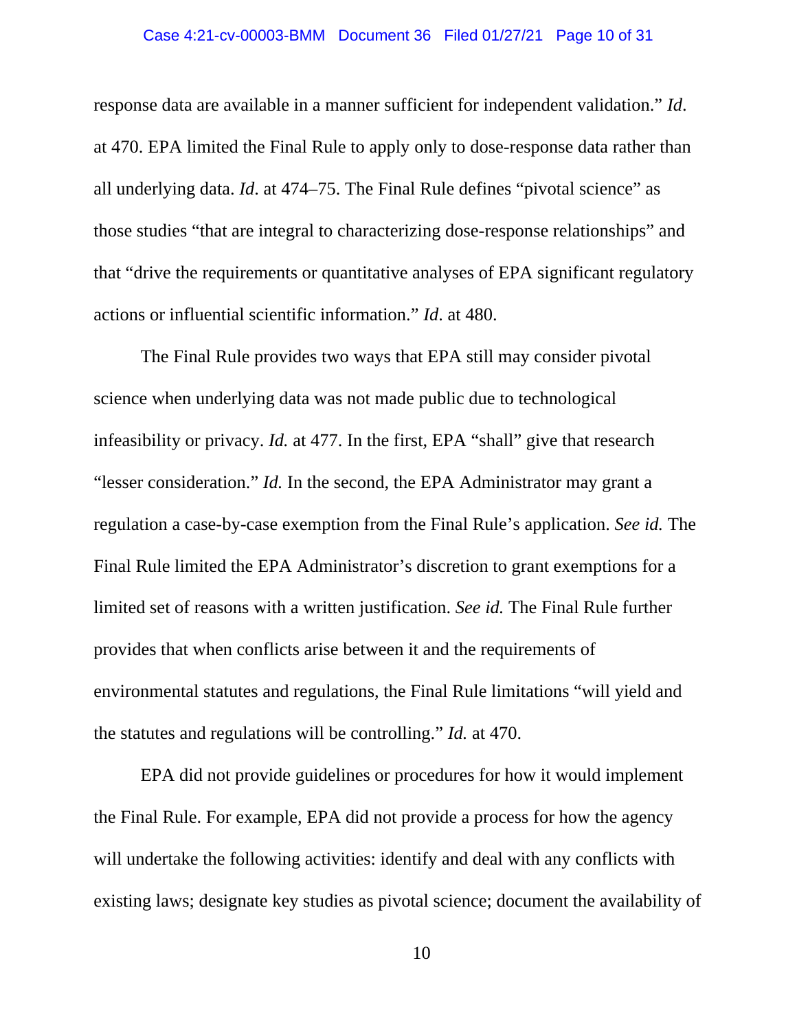response data are available in a manner sufficient for independent validation." *Id*. at 470. EPA limited the Final Rule to apply only to dose-response data rather than all underlying data. *Id*. at 474–75. The Final Rule defines "pivotal science" as those studies "that are integral to characterizing dose-response relationships" and that "drive the requirements or quantitative analyses of EPA significant regulatory actions or influential scientific information." *Id*. at 480.

The Final Rule provides two ways that EPA still may consider pivotal science when underlying data was not made public due to technological infeasibility or privacy. *Id.* at 477. In the first, EPA "shall" give that research "lesser consideration." *Id.* In the second, the EPA Administrator may grant a regulation a case-by-case exemption from the Final Rule's application. *See id.* The Final Rule limited the EPA Administrator's discretion to grant exemptions for a limited set of reasons with a written justification. *See id.* The Final Rule further provides that when conflicts arise between it and the requirements of environmental statutes and regulations, the Final Rule limitations "will yield and the statutes and regulations will be controlling." *Id.* at 470.

EPA did not provide guidelines or procedures for how it would implement the Final Rule. For example, EPA did not provide a process for how the agency will undertake the following activities: identify and deal with any conflicts with existing laws; designate key studies as pivotal science; document the availability of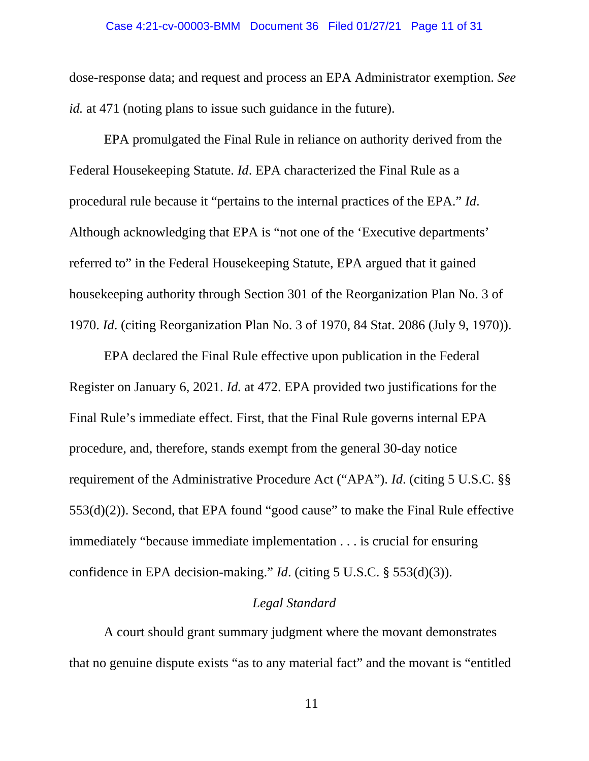dose-response data; and request and process an EPA Administrator exemption. *See id.* at 471 (noting plans to issue such guidance in the future).

EPA promulgated the Final Rule in reliance on authority derived from the Federal Housekeeping Statute. *Id*. EPA characterized the Final Rule as a procedural rule because it "pertains to the internal practices of the EPA." *Id.* Although acknowledging that EPA is "not one of the 'Executive departments' referred to" in the Federal Housekeeping Statute, EPA argued that it gained housekeeping authority through Section 301 of the Reorganization Plan No. 3 of 1970. *Id*. (citing Reorganization Plan No. 3 of 1970, 84 Stat. 2086 (July 9, 1970)).

EPA declared the Final Rule effective upon publication in the Federal Register on January 6, 2021. *Id.* at 472. EPA provided two justifications for the Final Rule's immediate effect. First, that the Final Rule governs internal EPA procedure, and, therefore, stands exempt from the general 30-day notice requirement of the Administrative Procedure Act ("APA"). *Id*. (citing 5 U.S.C. §§ 553(d)(2)). Second, that EPA found "good cause" to make the Final Rule effective immediately "because immediate implementation . . . is crucial for ensuring confidence in EPA decision-making." *Id*. (citing 5 U.S.C. § 553(d)(3)).

## *Legal Standard*

A court should grant summary judgment where the movant demonstrates that no genuine dispute exists "as to any material fact" and the movant is "entitled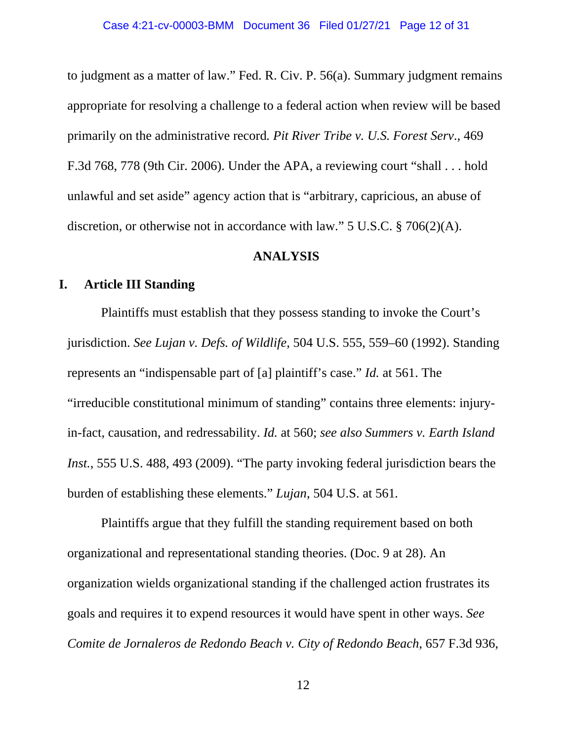to judgment as a matter of law." Fed. R. Civ. P. 56(a). Summary judgment remains appropriate for resolving a challenge to a federal action when review will be based primarily on the administrative record. *Pit River Tribe v. U.S. Forest Serv*., 469 F.3d 768, 778 (9th Cir. 2006). Under the APA, a reviewing court "shall . . . hold unlawful and set aside" agency action that is "arbitrary, capricious, an abuse of discretion, or otherwise not in accordance with law." 5 U.S.C. § 706(2)(A).

## ANALYSIS

### I. Article III Standing

Plaintiffs must establish that they possess standing to invoke the Court's jurisdiction. *See Lujan v. Defs. of Wildlife*, 504 U.S. 555, 559–60 (1992). Standing represents an "indispensable part of [a] plaintiff's case." *Id.* at 561. The "irreducible constitutional minimum of standing" contains three elements: injury-in-fact, causation, and redressability. *Id.* at 560; *see also Summers v. Earth Island Inst.*, 555 U.S. 488, 493 (2009). "The party invoking federal jurisdiction bears the burden of establishing these elements." *Lujan*, 504 U.S. at 561.

Plaintiffs argue that they fulfill the standing requirement based on both organizational and representational standing theories. (Doc. 9 at 28). An organization wields organizational standing if the challenged action frustrates its goals and requires it to expend resources it would have spent in other ways. *See Comite de Jornaleros de Redondo Beach v. City of Redondo Beach*, 657 F.3d 936,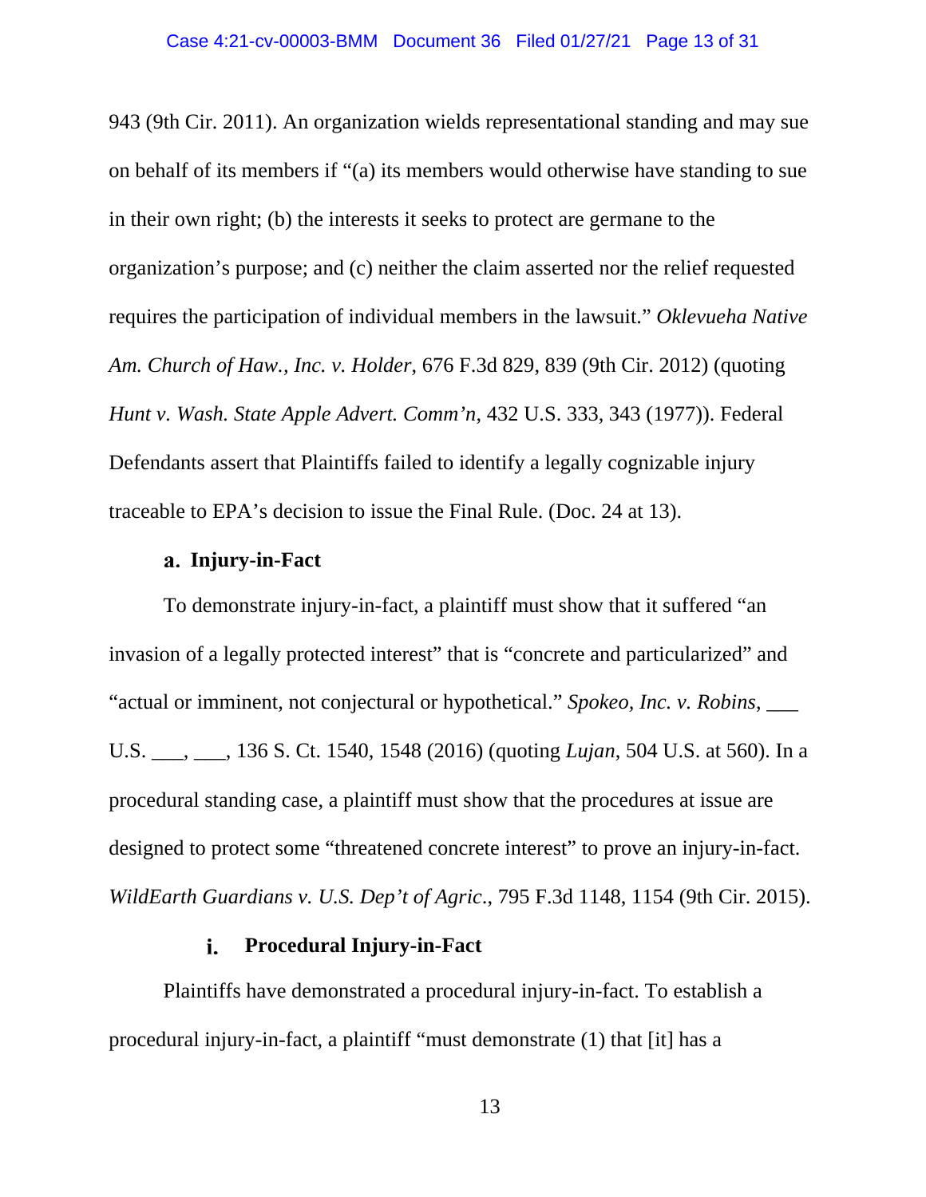943 (9th Cir. 2011). An organization wields representational standing and may sue on behalf of its members if "(a) its members would otherwise have standing to sue in their own right; (b) the interests it seeks to protect are germane to the organization's purpose; and (c) neither the claim asserted nor the relief requested requires the participation of individual members in the lawsuit." *Oklevueha Native Am. Church of Haw., Inc. v. Holder*, 676 F.3d 829, 839 (9th Cir. 2012) (quoting *Hunt v. Wash. State Apple Advert. Comm'n*, 432 U.S. 333, 343 (1977)). Federal Defendants assert that Plaintiffs failed to identify a legally cognizable injury traceable to EPA's decision to issue the Final Rule. (Doc. 24 at 13).

### a. Injury-in-Fact

To demonstrate injury-in-fact, a plaintiff must show that it suffered "an invasion of a legally protected interest" that is "concrete and particularized" and "actual or imminent, not conjectural or hypothetical." *Spokeo, Inc. v. Robins*, ___ U.S. ___, ___, 136 S. Ct. 1540, 1548 (2016) (quoting *Lujan*, 504 U.S. at 560). In a procedural standing case, a plaintiff must show that the procedures at issue are designed to protect some "threatened concrete interest" to prove an injury-in-fact. *WildEarth Guardians v. U.S. Dep't of Agric.*, 795 F.3d 1148, 1154 (9th Cir. 2015).

#### i. Procedural Injury-in-Fact

Plaintiffs have demonstrated a procedural injury-in-fact. To establish a procedural injury-in-fact, a plaintiff "must demonstrate (1) that [it] has a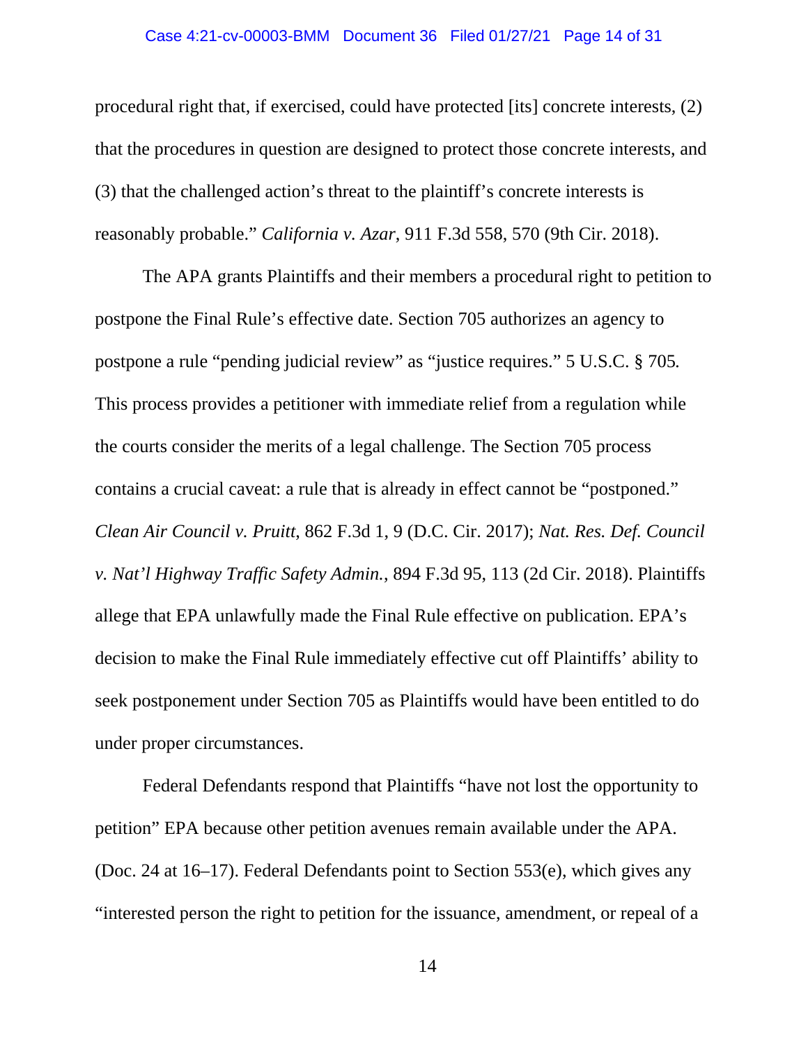procedural right that, if exercised, could have protected [its] concrete interests, (2) that the procedures in question are designed to protect those concrete interests, and (3) that the challenged action's threat to the plaintiff's concrete interests is reasonably probable." *California v. Azar*, 911 F.3d 558, 570 (9th Cir. 2018).

The APA grants Plaintiffs and their members a procedural right to petition to postpone the Final Rule's effective date. Section 705 authorizes an agency to postpone a rule "pending judicial review" as "justice requires." 5 U.S.C. § 705. This process provides a petitioner with immediate relief from a regulation while the courts consider the merits of a legal challenge. The Section 705 process contains a crucial caveat: a rule that is already in effect cannot be "postponed." *Clean Air Council v. Pruitt*, 862 F.3d 1, 9 (D.C. Cir. 2017); *Nat. Res. Def. Council v. Nat'l Highway Traffic Safety Admin.*, 894 F.3d 95, 113 (2d Cir. 2018). Plaintiffs allege that EPA unlawfully made the Final Rule effective on publication. EPA's decision to make the Final Rule immediately effective cut off Plaintiffs' ability to seek postponement under Section 705 as Plaintiffs would have been entitled to do under proper circumstances.

Federal Defendants respond that Plaintiffs "have not lost the opportunity to petition" EPA because other petition avenues remain available under the APA. (Doc. 24 at 16–17). Federal Defendants point to Section 553(e), which gives any "interested person the right to petition for the issuance, amendment, or repeal of a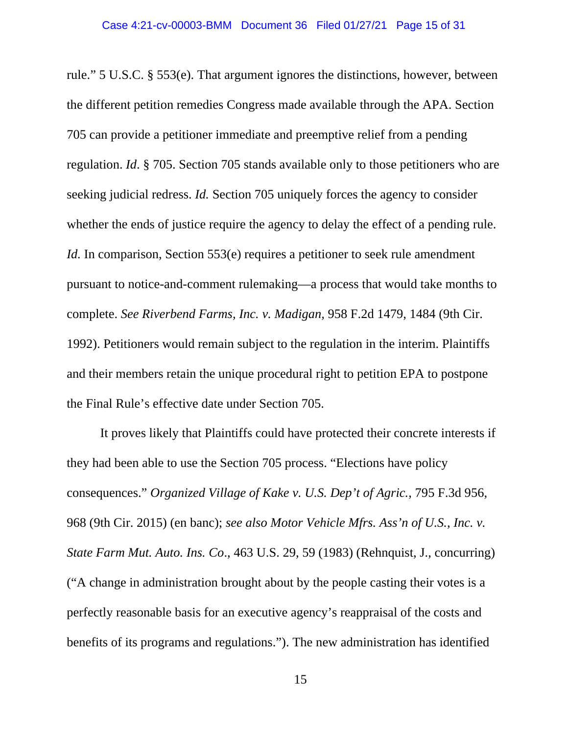rule." 5 U.S.C. § 553(e). That argument ignores the distinctions, however, between the different petition remedies Congress made available through the APA. Section 705 can provide a petitioner immediate and preemptive relief from a pending regulation. *Id*. § 705. Section 705 stands available only to those petitioners who are seeking judicial redress. *Id.* Section 705 uniquely forces the agency to consider whether the ends of justice require the agency to delay the effect of a pending rule. *Id.* In comparison, Section 553(e) requires a petitioner to seek rule amendment pursuant to notice-and-comment rulemaking—a process that would take months to complete. *See Riverbend Farms, Inc. v. Madigan*, 958 F.2d 1479, 1484 (9th Cir. 1992). Petitioners would remain subject to the regulation in the interim. Plaintiffs and their members retain the unique procedural right to petition EPA to postpone the Final Rule's effective date under Section 705.

It proves likely that Plaintiffs could have protected their concrete interests if they had been able to use the Section 705 process. "Elections have policy consequences." *Organized Village of Kake v. U.S. Dep't of Agric.*, 795 F.3d 956, 968 (9th Cir. 2015) (en banc); *see also Motor Vehicle Mfrs. Ass'n of U.S., Inc. v. State Farm Mut. Auto. Ins. Co*., 463 U.S. 29, 59 (1983) (Rehnquist, J., concurring) ("A change in administration brought about by the people casting their votes is a perfectly reasonable basis for an executive agency's reappraisal of the costs and benefits of its programs and regulations."). The new administration has identified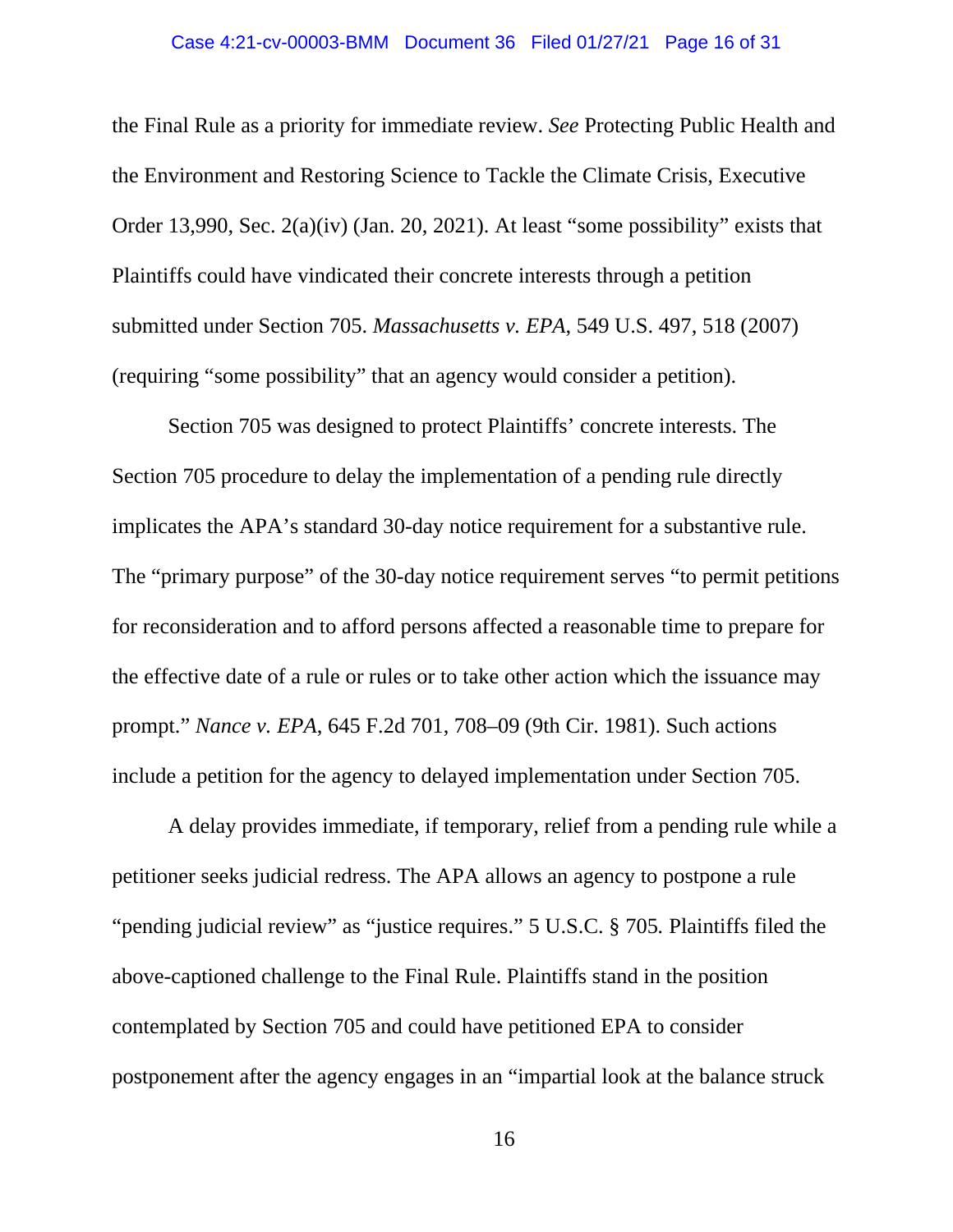the Final Rule as a priority for immediate review. *See* Protecting Public Health and the Environment and Restoring Science to Tackle the Climate Crisis, Executive Order 13,990, Sec. 2(a)(iv) (Jan. 20, 2021). At least "some possibility" exists that Plaintiffs could have vindicated their concrete interests through a petition submitted under Section 705. *Massachusetts v. EPA*, 549 U.S. 497, 518 (2007) (requiring "some possibility" that an agency would consider a petition).

Section 705 was designed to protect Plaintiffs' concrete interests. The Section 705 procedure to delay the implementation of a pending rule directly implicates the APA's standard 30-day notice requirement for a substantive rule. The "primary purpose" of the 30-day notice requirement serves "to permit petitions for reconsideration and to afford persons affected a reasonable time to prepare for the effective date of a rule or rules or to take other action which the issuance may prompt." *Nance v. EPA*, 645 F.2d 701, 708–09 (9th Cir. 1981). Such actions include a petition for the agency to delayed implementation under Section 705.

A delay provides immediate, if temporary, relief from a pending rule while a petitioner seeks judicial redress. The APA allows an agency to postpone a rule "pending judicial review" as "justice requires." 5 U.S.C. § 705. Plaintiffs filed the above-captioned challenge to the Final Rule. Plaintiffs stand in the position contemplated by Section 705 and could have petitioned EPA to consider postponement after the agency engages in an "impartial look at the balance struck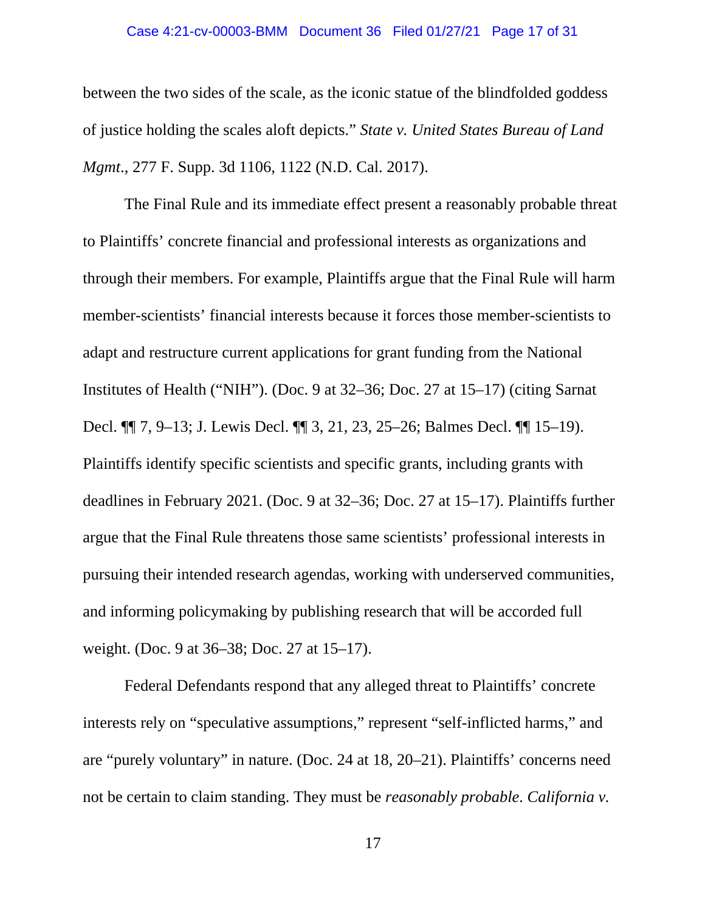between the two sides of the scale, as the iconic statue of the blindfolded goddess of justice holding the scales aloft depicts." *State v. United States Bureau of Land Mgmt.*, 277 F. Supp. 3d 1106, 1122 (N.D. Cal. 2017).

The Final Rule and its immediate effect present a reasonably probable threat to Plaintiffs' concrete financial and professional interests as organizations and through their members. For example, Plaintiffs argue that the Final Rule will harm member-scientists' financial interests because it forces those member-scientists to adapt and restructure current applications for grant funding from the National Institutes of Health ("NIH"). (Doc. 9 at 32–36; Doc. 27 at 15–17) (citing Sarnat Decl. ¶¶ 7, 9–13; J. Lewis Decl. ¶¶ 3, 21, 23, 25–26; Balmes Decl. ¶¶ 15–19). Plaintiffs identify specific scientists and specific grants, including grants with deadlines in February 2021. (Doc. 9 at 32–36; Doc. 27 at 15–17). Plaintiffs further argue that the Final Rule threatens those same scientists' professional interests in pursuing their intended research agendas, working with underserved communities, and informing policymaking by publishing research that will be accorded full weight. (Doc. 9 at 36–38; Doc. 27 at 15–17).

Federal Defendants respond that any alleged threat to Plaintiffs' concrete interests rely on "speculative assumptions," represent "self-inflicted harms," and are "purely voluntary" in nature. (Doc. 24 at 18, 20–21). Plaintiffs' concerns need not be certain to claim standing. They must be *reasonably probable*. *California v.*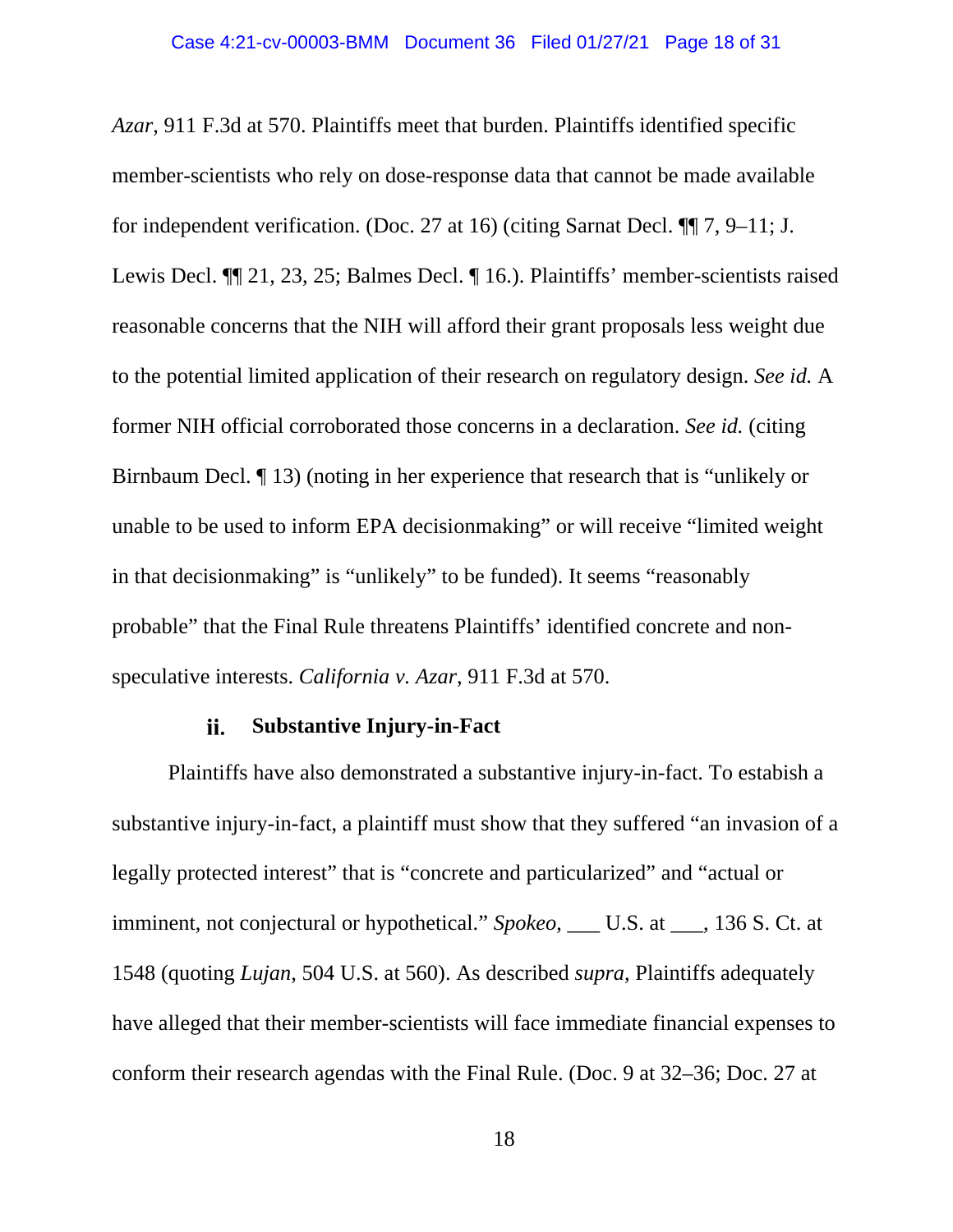*Azar*, 911 F.3d at 570. Plaintiffs meet that burden. Plaintiffs identified specific member-scientists who rely on dose-response data that cannot be made available for independent verification. (Doc. 27 at 16) (citing Sarnat Decl. ¶¶ 7, 9–11; J. Lewis Decl. ¶¶ 21, 23, 25; Balmes Decl. ¶ 16.). Plaintiffs' member-scientists raised reasonable concerns that the NIH will afford their grant proposals less weight due to the potential limited application of their research on regulatory design. *See id.* A former NIH official corroborated those concerns in a declaration. *See id.* (citing Birnbaum Decl. ¶ 13) (noting in her experience that research that is "unlikely or unable to be used to inform EPA decisionmaking" or will receive "limited weight in that decisionmaking" is "unlikely" to be funded). It seems "reasonably probable" that the Final Rule threatens Plaintiffs' identified concrete and non-speculative interests. *California v. Azar*, 911 F.3d at 570.

#### ii. Substantive Injury-in-Fact

Plaintiffs have also demonstrated a substantive injury-in-fact. To estabish a substantive injury-in-fact, a plaintiff must show that they suffered "an invasion of a legally protected interest" that is "concrete and particularized" and "actual or imminent, not conjectural or hypothetical." *Spokeo*, ___ U.S. at ___, 136 S. Ct. at 1548 (quoting *Lujan*, 504 U.S. at 560). As described *supra*, Plaintiffs adequately have alleged that their member-scientists will face immediate financial expenses to conform their research agendas with the Final Rule. (Doc. 9 at 32–36; Doc. 27 at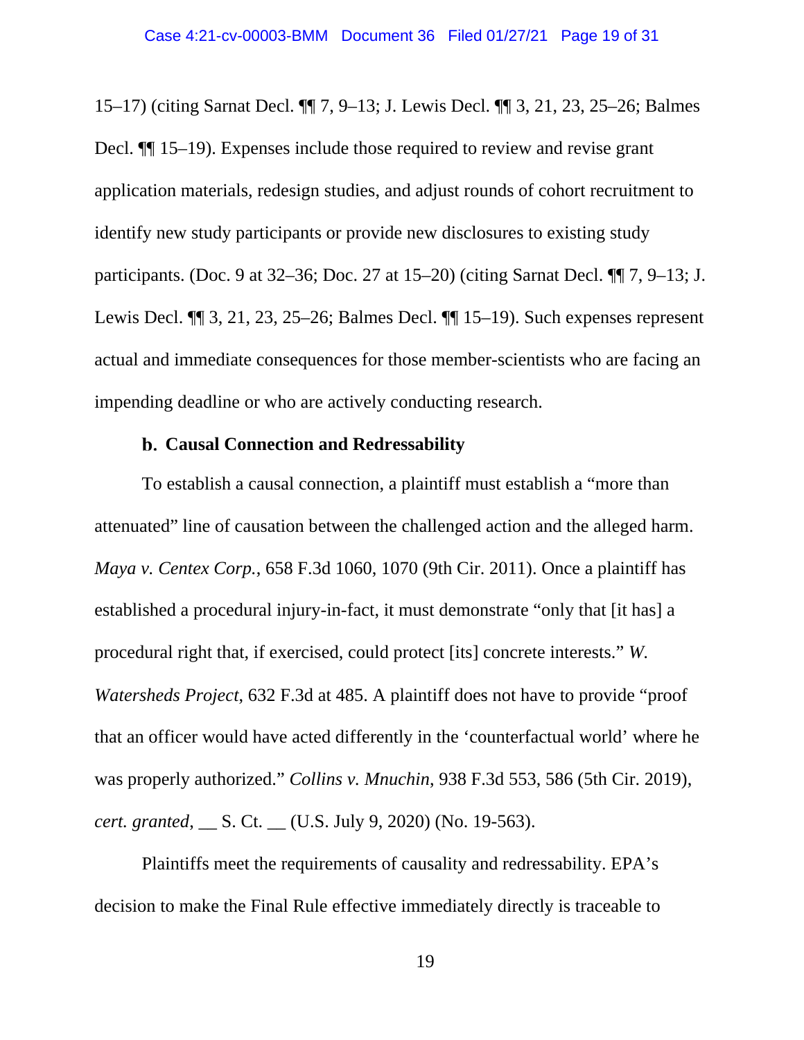15–17) (citing Sarnat Decl. ¶¶ 7, 9–13; J. Lewis Decl. ¶¶ 3, 21, 23, 25–26; Balmes Decl. ¶¶ 15–19). Expenses include those required to review and revise grant application materials, redesign studies, and adjust rounds of cohort recruitment to identify new study participants or provide new disclosures to existing study participants. (Doc. 9 at 32–36; Doc. 27 at 15–20) (citing Sarnat Decl. ¶¶ 7, 9–13; J. Lewis Decl. ¶¶ 3, 21, 23, 25–26; Balmes Decl. ¶¶ 15–19). Such expenses represent actual and immediate consequences for those member-scientists who are facing an impending deadline or who are actively conducting research.

### b. Causal Connection and Redressability

To establish a causal connection, a plaintiff must establish a "more than attenuated" line of causation between the challenged action and the alleged harm. *Maya v. Centex Corp.*, 658 F.3d 1060, 1070 (9th Cir. 2011). Once a plaintiff has established a procedural injury-in-fact, it must demonstrate "only that [it has] a procedural right that, if exercised, could protect [its] concrete interests." *W. Watersheds Project*, 632 F.3d at 485. A plaintiff does not have to provide "proof that an officer would have acted differently in the 'counterfactual world' where he was properly authorized." *Collins v. Mnuchin*, 938 F.3d 553, 586 (5th Cir. 2019), *cert. granted*, __ S. Ct. __ (U.S. July 9, 2020) (No. 19-563).

Plaintiffs meet the requirements of causality and redressability. EPA's decision to make the Final Rule effective immediately directly is traceable to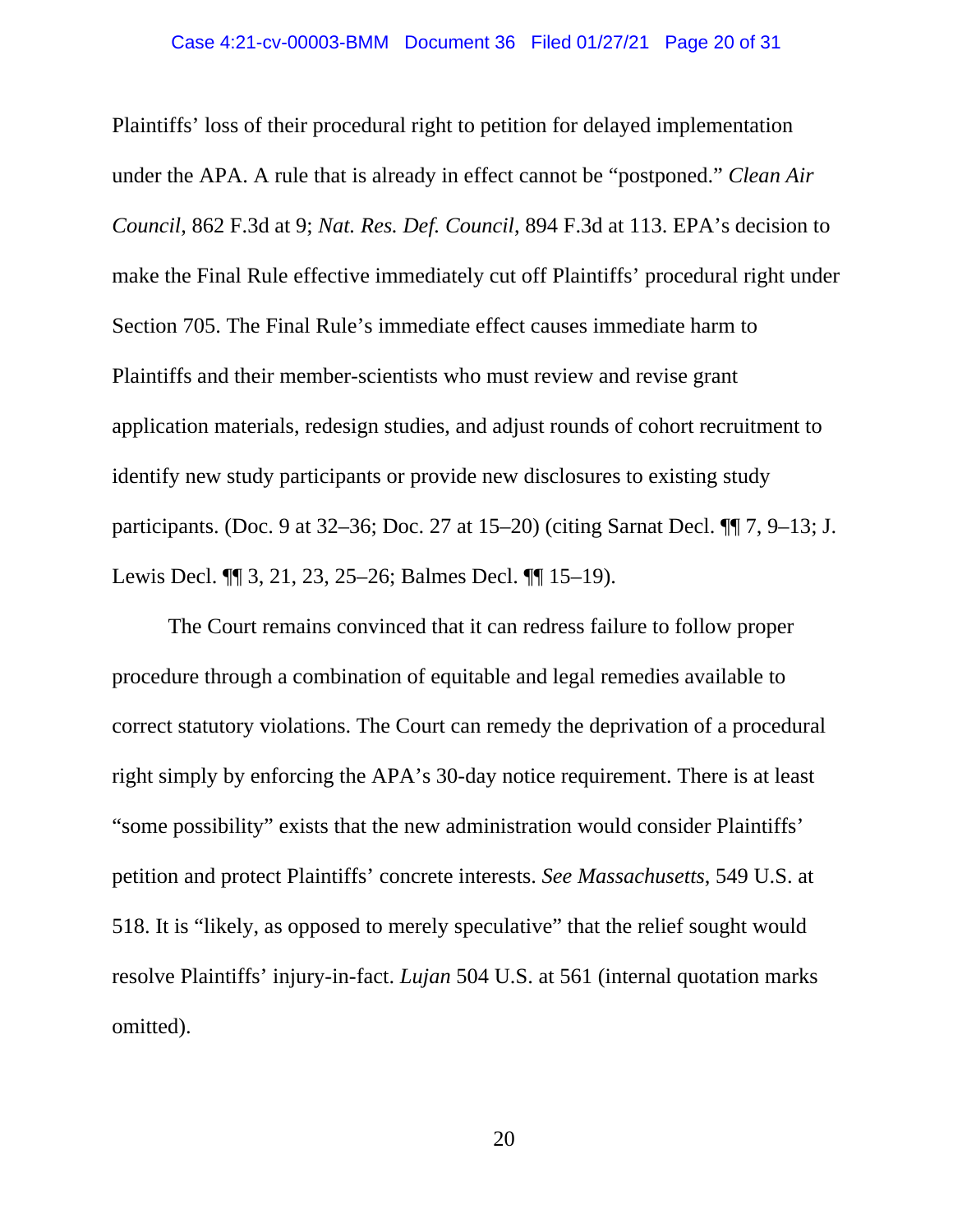Plaintiffs' loss of their procedural right to petition for delayed implementation under the APA. A rule that is already in effect cannot be "postponed." *Clean Air Council*, 862 F.3d at 9; *Nat. Res. Def. Council*, 894 F.3d at 113. EPA's decision to make the Final Rule effective immediately cut off Plaintiffs' procedural right under Section 705. The Final Rule's immediate effect causes immediate harm to Plaintiffs and their member-scientists who must review and revise grant application materials, redesign studies, and adjust rounds of cohort recruitment to identify new study participants or provide new disclosures to existing study participants. (Doc. 9 at 32–36; Doc. 27 at 15–20) (citing Sarnat Decl. ¶¶ 7, 9–13; J. Lewis Decl. ¶¶ 3, 21, 23, 25–26; Balmes Decl. ¶¶ 15–19).

The Court remains convinced that it can redress failure to follow proper procedure through a combination of equitable and legal remedies available to correct statutory violations. The Court can remedy the deprivation of a procedural right simply by enforcing the APA's 30-day notice requirement. There is at least "some possibility" exists that the new administration would consider Plaintiffs' petition and protect Plaintiffs' concrete interests. *See Massachusetts*, 549 U.S. at 518. It is "likely, as opposed to merely speculative" that the relief sought would resolve Plaintiffs' injury-in-fact. *Lujan* 504 U.S. at 561 (internal quotation marks omitted).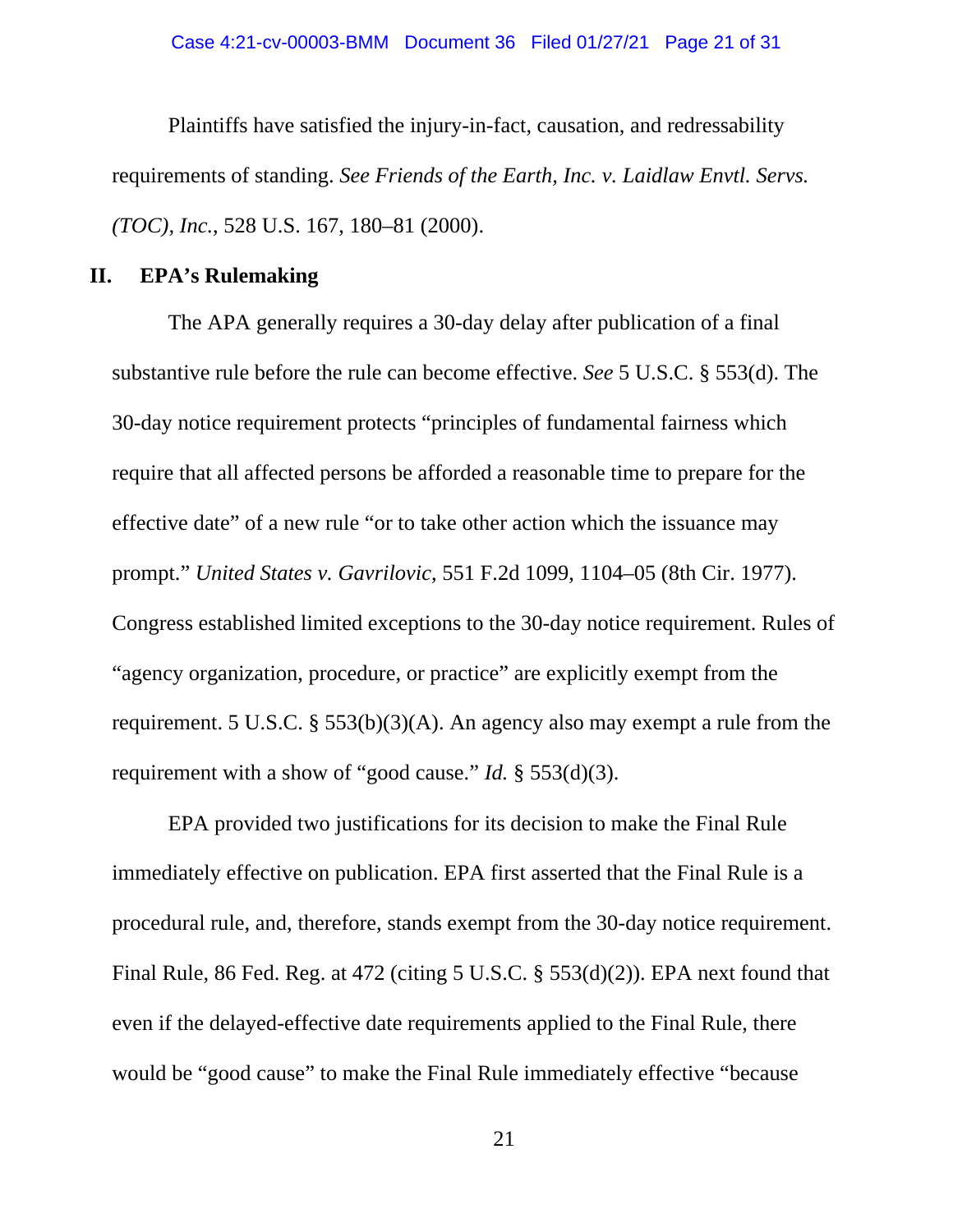Plaintiffs have satisfied the injury-in-fact, causation, and redressability requirements of standing. *See Friends of the Earth, Inc. v. Laidlaw Envtl. Servs. (TOC), Inc.*, 528 U.S. 167, 180–81 (2000).

## II. EPA's Rulemaking

The APA generally requires a 30-day delay after publication of a final substantive rule before the rule can become effective. *See* 5 U.S.C. § 553(d). The 30-day notice requirement protects "principles of fundamental fairness which require that all affected persons be afforded a reasonable time to prepare for the effective date" of a new rule "or to take other action which the issuance may prompt." *United States v. Gavrilovic*, 551 F.2d 1099, 1104–05 (8th Cir. 1977). Congress established limited exceptions to the 30-day notice requirement. Rules of "agency organization, procedure, or practice" are explicitly exempt from the requirement. 5 U.S.C. § 553(b)(3)(A). An agency also may exempt a rule from the requirement with a show of "good cause." *Id.* § 553(d)(3).

EPA provided two justifications for its decision to make the Final Rule immediately effective on publication. EPA first asserted that the Final Rule is a procedural rule, and, therefore, stands exempt from the 30-day notice requirement. Final Rule, 86 Fed. Reg. at 472 (citing 5 U.S.C. § 553(d)(2)). EPA next found that even if the delayed-effective date requirements applied to the Final Rule, there would be "good cause" to make the Final Rule immediately effective "because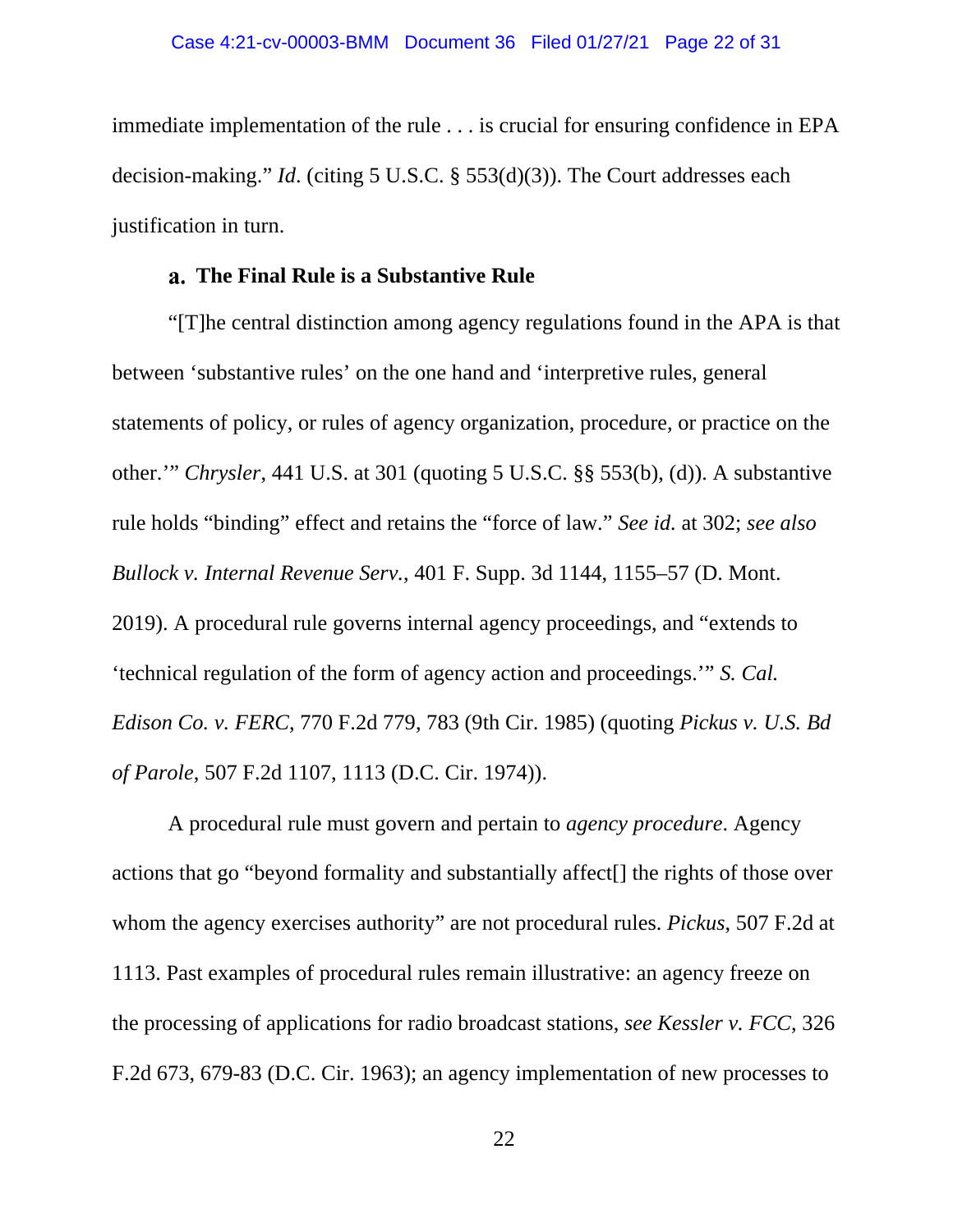immediate implementation of the rule . . . is crucial for ensuring confidence in EPA decision-making." *Id.* (citing 5 U.S.C. § 553(d)(3)). The Court addresses each justification in turn.

### a. The Final Rule is a Substantive Rule

"[T]he central distinction among agency regulations found in the APA is that between 'substantive rules' on the one hand and 'interpretive rules, general statements of policy, or rules of agency organization, procedure, or practice on the other.'" *Chrysler*, 441 U.S. at 301 (quoting 5 U.S.C. §§ 553(b), (d)). A substantive rule holds "binding" effect and retains the "force of law." *See id.* at 302; *see also Bullock v. Internal Revenue Serv.*, 401 F. Supp. 3d 1144, 1155–57 (D. Mont. 2019). A procedural rule governs internal agency proceedings, and "extends to 'technical regulation of the form of agency action and proceedings.'" *S. Cal. Edison Co. v. FERC*, 770 F.2d 779, 783 (9th Cir. 1985) (quoting *Pickus v. U.S. Bd of Parole*, 507 F.2d 1107, 1113 (D.C. Cir. 1974)).

A procedural rule must govern and pertain to *agency procedure*. Agency actions that go "beyond formality and substantially affect[] the rights of those over whom the agency exercises authority" are not procedural rules. *Pickus*, 507 F.2d at 1113. Past examples of procedural rules remain illustrative: an agency freeze on the processing of applications for radio broadcast stations, *see Kessler v. FCC*, 326 F.2d 673, 679-83 (D.C. Cir. 1963); an agency implementation of new processes to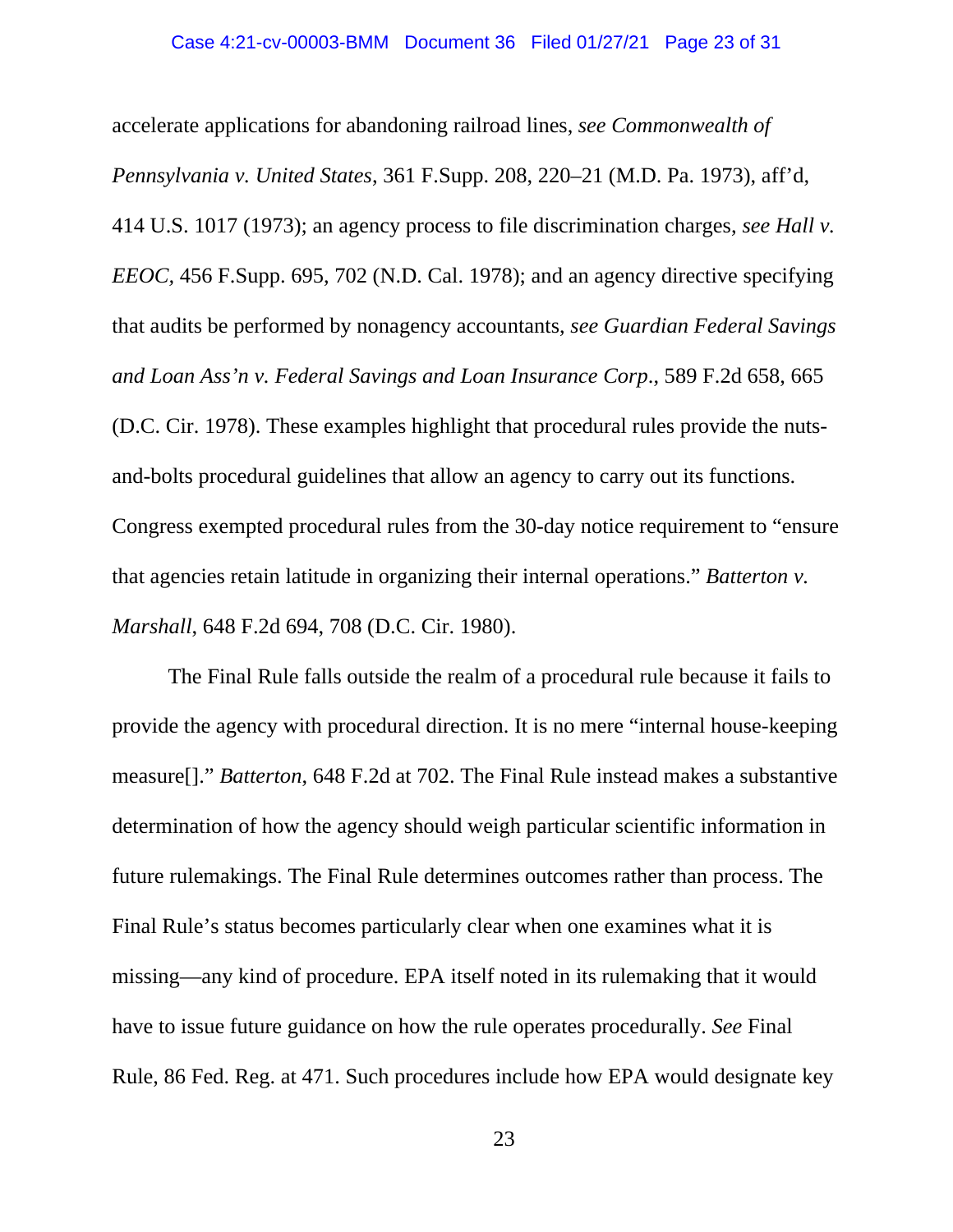accelerate applications for abandoning railroad lines, *see Commonwealth of Pennsylvania v. United States*, 361 F.Supp. 208, 220–21 (M.D. Pa. 1973), aff'd, 414 U.S. 1017 (1973); an agency process to file discrimination charges, *see Hall v. EEOC*, 456 F.Supp. 695, 702 (N.D. Cal. 1978); and an agency directive specifying that audits be performed by nonagency accountants, *see Guardian Federal Savings and Loan Ass'n v. Federal Savings and Loan Insurance Corp.*, 589 F.2d 658, 665 (D.C. Cir. 1978). These examples highlight that procedural rules provide the nuts-and-bolts procedural guidelines that allow an agency to carry out its functions. Congress exempted procedural rules from the 30-day notice requirement to "ensure that agencies retain latitude in organizing their internal operations." *Batterton v. Marshall*, 648 F.2d 694, 708 (D.C. Cir. 1980).

The Final Rule falls outside the realm of a procedural rule because it fails to provide the agency with procedural direction. It is no mere "internal house-keeping measure[]." *Batterton*, 648 F.2d at 702. The Final Rule instead makes a substantive determination of how the agency should weigh particular scientific information in future rulemakings. The Final Rule determines outcomes rather than process. The Final Rule's status becomes particularly clear when one examines what it is missing—any kind of procedure. EPA itself noted in its rulemaking that it would have to issue future guidance on how the rule operates procedurally. *See* Final Rule, 86 Fed. Reg. at 471. Such procedures include how EPA would designate key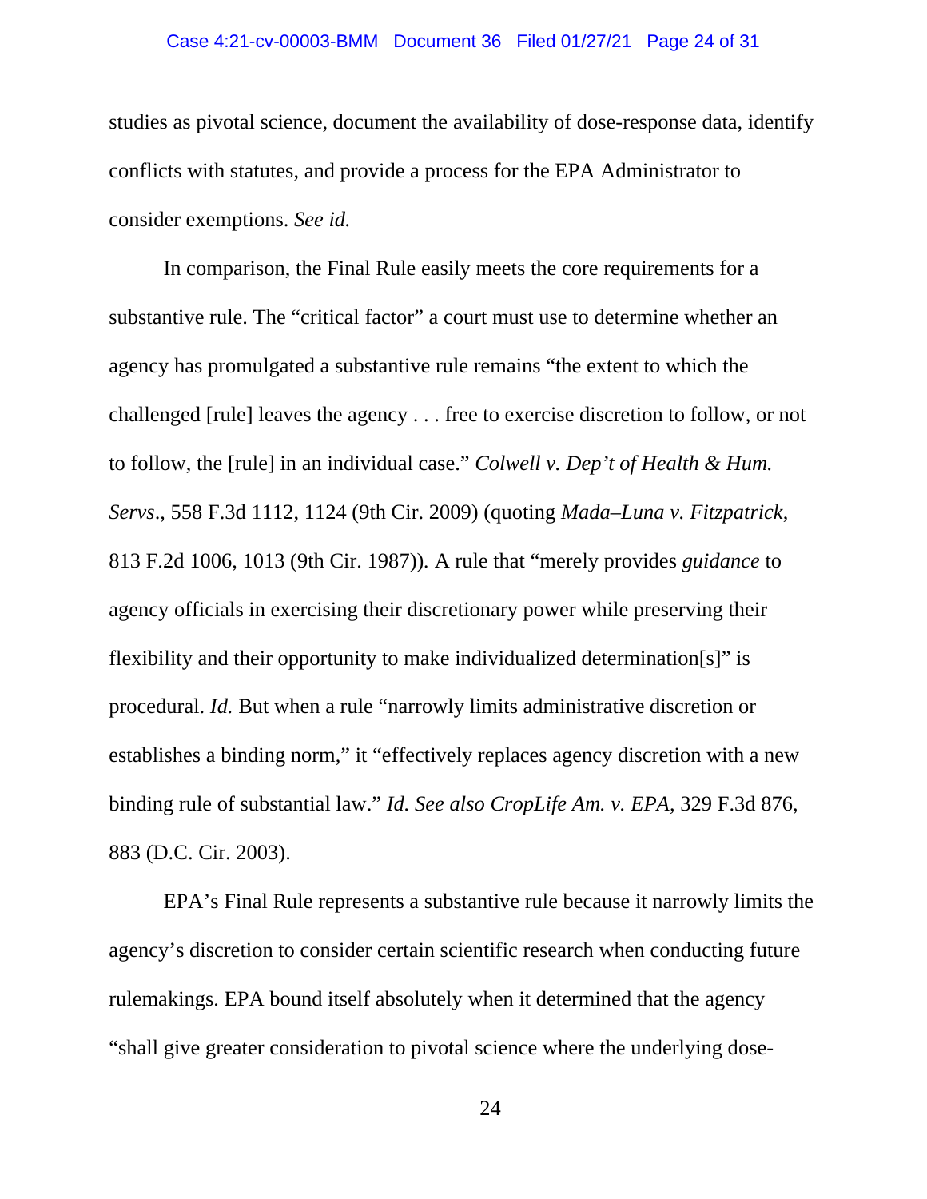studies as pivotal science, document the availability of dose-response data, identify conflicts with statutes, and provide a process for the EPA Administrator to consider exemptions. *See id.*

In comparison, the Final Rule easily meets the core requirements for a substantive rule. The "critical factor" a court must use to determine whether an agency has promulgated a substantive rule remains "the extent to which the challenged [rule] leaves the agency . . . free to exercise discretion to follow, or not to follow, the [rule] in an individual case." *Colwell v. Dep't of Health & Hum. Servs.*, 558 F.3d 1112, 1124 (9th Cir. 2009) (quoting *Mada–Luna v. Fitzpatrick*, 813 F.2d 1006, 1013 (9th Cir. 1987)). A rule that "merely provides *guidance* to agency officials in exercising their discretionary power while preserving their flexibility and their opportunity to make individualized determination[s]" is procedural. *Id.* But when a rule "narrowly limits administrative discretion or establishes a binding norm," it "effectively replaces agency discretion with a new binding rule of substantial law." *Id. See also CropLife Am. v. EPA*, 329 F.3d 876, 883 (D.C. Cir. 2003).

EPA's Final Rule represents a substantive rule because it narrowly limits the agency's discretion to consider certain scientific research when conducting future rulemakings. EPA bound itself absolutely when it determined that the agency "shall give greater consideration to pivotal science where the underlying dose-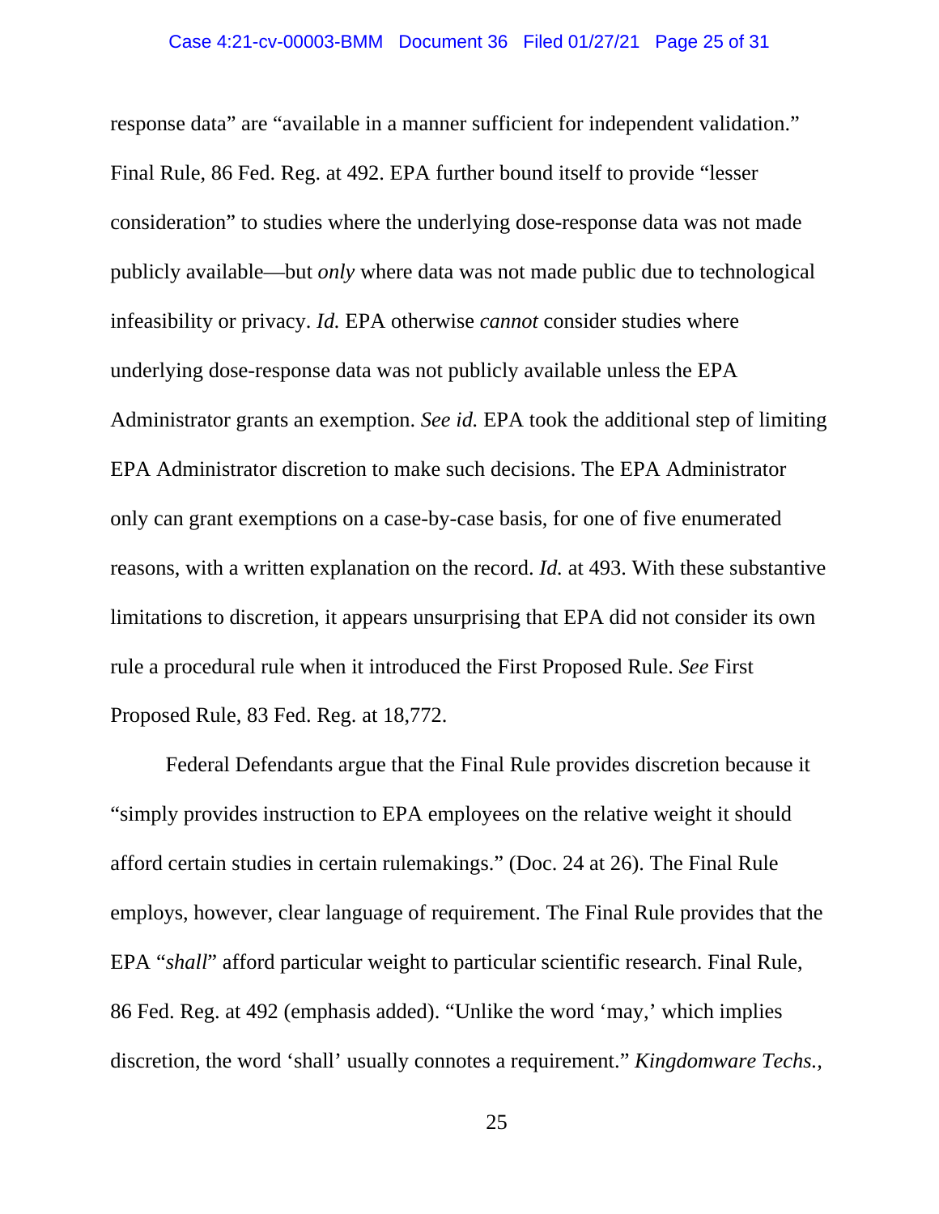response data" are "available in a manner sufficient for independent validation." Final Rule, 86 Fed. Reg. at 492. EPA further bound itself to provide "lesser consideration" to studies where the underlying dose-response data was not made publicly available—but *only* where data was not made public due to technological infeasibility or privacy. *Id.* EPA otherwise *cannot* consider studies where underlying dose-response data was not publicly available unless the EPA Administrator grants an exemption. *See id.* EPA took the additional step of limiting EPA Administrator discretion to make such decisions. The EPA Administrator only can grant exemptions on a case-by-case basis, for one of five enumerated reasons, with a written explanation on the record. *Id.* at 493. With these substantive limitations to discretion, it appears unsurprising that EPA did not consider its own rule a procedural rule when it introduced the First Proposed Rule. *See* First Proposed Rule, 83 Fed. Reg. at 18,772.

Federal Defendants argue that the Final Rule provides discretion because it "simply provides instruction to EPA employees on the relative weight it should afford certain studies in certain rulemakings." (Doc. 24 at 26). The Final Rule employs, however, clear language of requirement. The Final Rule provides that the EPA "*shall*" afford particular weight to particular scientific research. Final Rule, 86 Fed. Reg. at 492 (emphasis added). "Unlike the word 'may,' which implies discretion, the word 'shall' usually connotes a requirement." *Kingdomware Techs.,*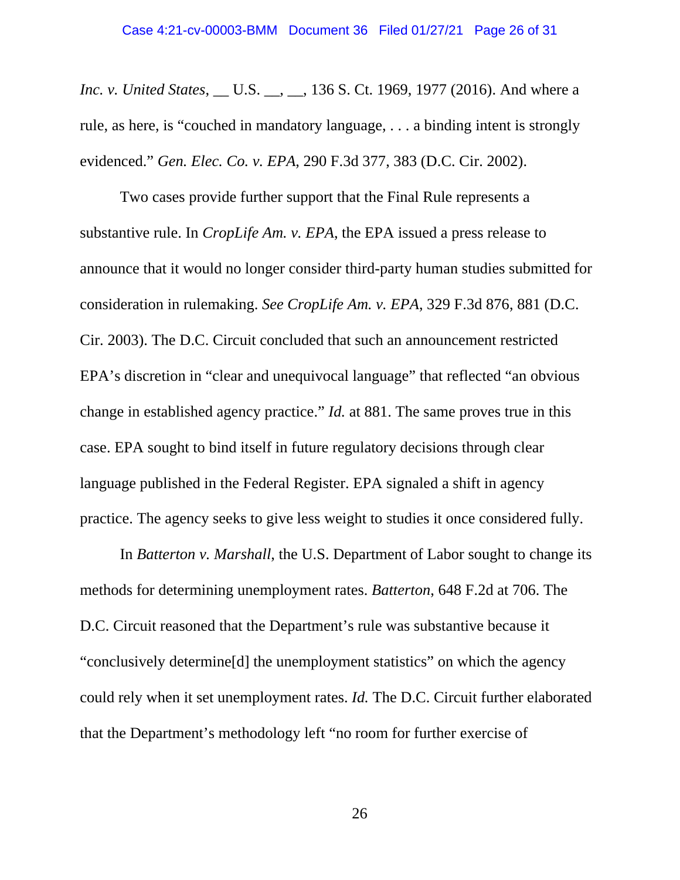*Inc. v. United States*, __ U.S. __, __, 136 S. Ct. 1969, 1977 (2016). And where a rule, as here, is "couched in mandatory language, . . . a binding intent is strongly evidenced." *Gen. Elec. Co. v. EPA*, 290 F.3d 377, 383 (D.C. Cir. 2002).

Two cases provide further support that the Final Rule represents a substantive rule. In *CropLife Am. v. EPA*, the EPA issued a press release to announce that it would no longer consider third-party human studies submitted for consideration in rulemaking. *See CropLife Am. v. EPA*, 329 F.3d 876, 881 (D.C. Cir. 2003). The D.C. Circuit concluded that such an announcement restricted EPA's discretion in "clear and unequivocal language" that reflected "an obvious change in established agency practice." *Id.* at 881. The same proves true in this case. EPA sought to bind itself in future regulatory decisions through clear language published in the Federal Register. EPA signaled a shift in agency practice. The agency seeks to give less weight to studies it once considered fully.

In *Batterton v. Marshall*, the U.S. Department of Labor sought to change its methods for determining unemployment rates. *Batterton*, 648 F.2d at 706. The D.C. Circuit reasoned that the Department's rule was substantive because it "conclusively determine[d] the unemployment statistics" on which the agency could rely when it set unemployment rates. *Id.* The D.C. Circuit further elaborated that the Department's methodology left "no room for further exercise of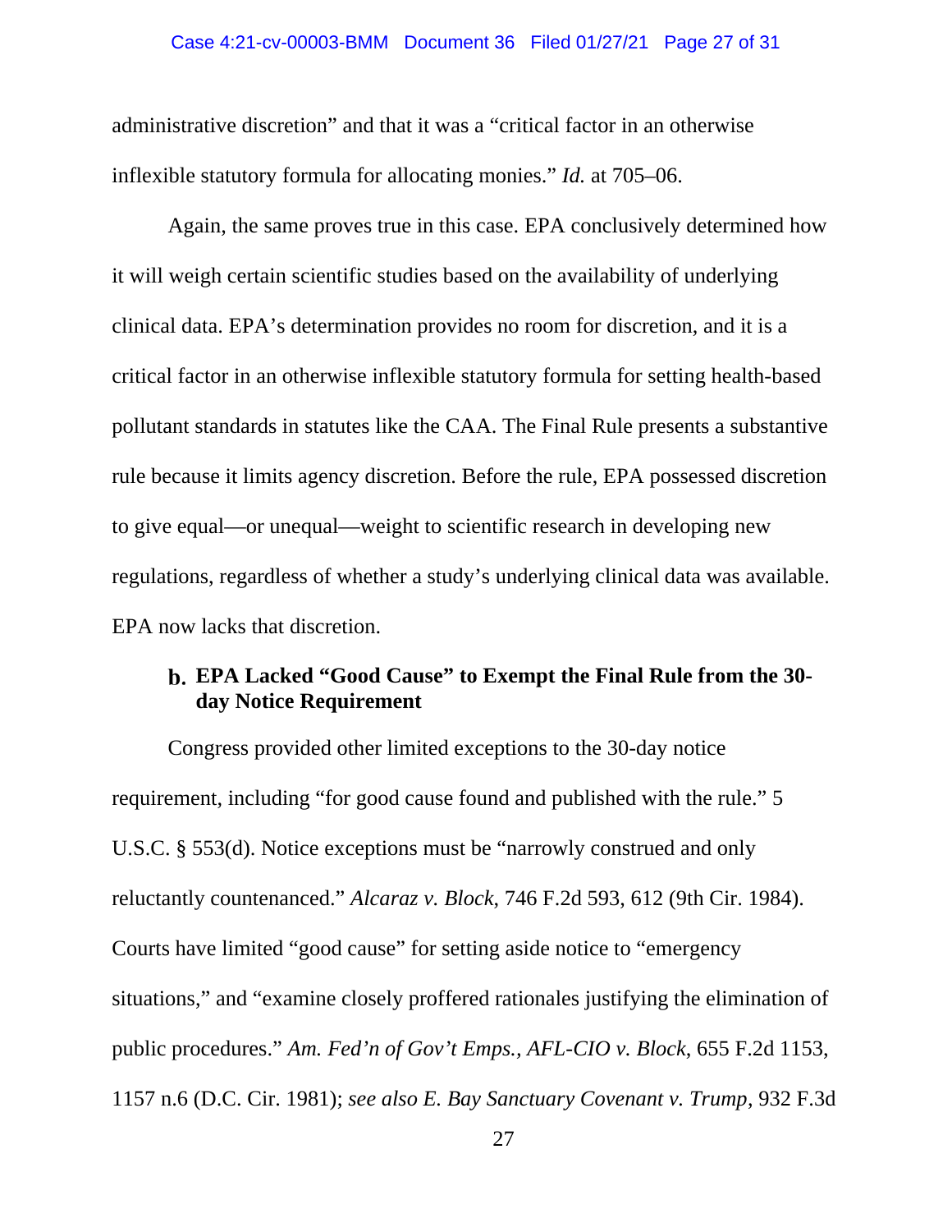administrative discretion" and that it was a "critical factor in an otherwise inflexible statutory formula for allocating monies." *Id.* at 705–06.

Again, the same proves true in this case. EPA conclusively determined how it will weigh certain scientific studies based on the availability of underlying clinical data. EPA's determination provides no room for discretion, and it is a critical factor in an otherwise inflexible statutory formula for setting health-based pollutant standards in statutes like the CAA. The Final Rule presents a substantive rule because it limits agency discretion. Before the rule, EPA possessed discretion to give equal—or unequal—weight to scientific research in developing new regulations, regardless of whether a study's underlying clinical data was available. EPA now lacks that discretion.

### b. EPA Lacked "Good Cause" to Exempt the Final Rule from the 30-day Notice Requirement

Congress provided other limited exceptions to the 30-day notice requirement, including "for good cause found and published with the rule." 5 U.S.C. § 553(d). Notice exceptions must be "narrowly construed and only reluctantly countenanced." *Alcaraz v. Block*, 746 F.2d 593, 612 (9th Cir. 1984). Courts have limited "good cause" for setting aside notice to "emergency situations," and "examine closely proffered rationales justifying the elimination of public procedures." *Am. Fed'n of Gov't Emps., AFL-CIO v. Block*, 655 F.2d 1153, 1157 n.6 (D.C. Cir. 1981); *see also E. Bay Sanctuary Covenant v. Trump*, 932 F.3d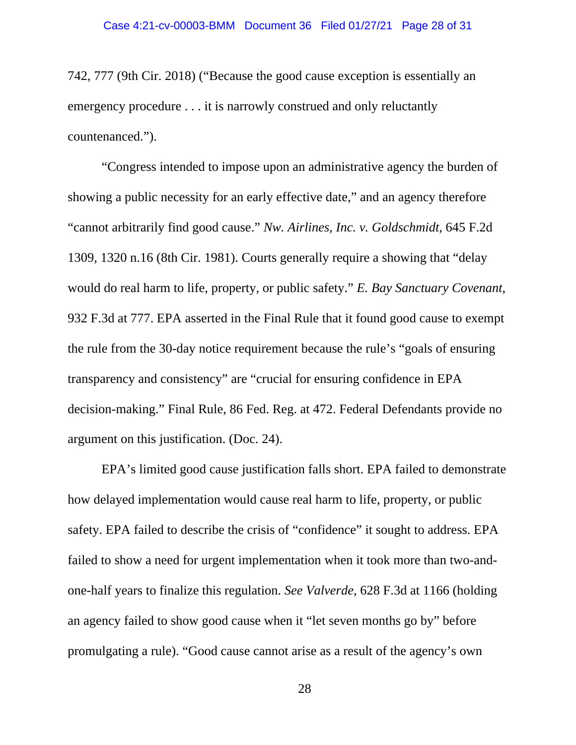742, 777 (9th Cir. 2018) ("Because the good cause exception is essentially an emergency procedure . . . it is narrowly construed and only reluctantly countenanced.").

"Congress intended to impose upon an administrative agency the burden of showing a public necessity for an early effective date," and an agency therefore "cannot arbitrarily find good cause." *Nw. Airlines, Inc. v. Goldschmidt*, 645 F.2d 1309, 1320 n.16 (8th Cir. 1981). Courts generally require a showing that "delay would do real harm to life, property, or public safety." *E. Bay Sanctuary Covenant*, 932 F.3d at 777. EPA asserted in the Final Rule that it found good cause to exempt the rule from the 30-day notice requirement because the rule's "goals of ensuring transparency and consistency" are "crucial for ensuring confidence in EPA decision-making." Final Rule, 86 Fed. Reg. at 472. Federal Defendants provide no argument on this justification. (Doc. 24).

EPA's limited good cause justification falls short. EPA failed to demonstrate how delayed implementation would cause real harm to life, property, or public safety. EPA failed to describe the crisis of "confidence" it sought to address. EPA failed to show a need for urgent implementation when it took more than two-and-one-half years to finalize this regulation. *See Valverde*, 628 F.3d at 1166 (holding an agency failed to show good cause when it "let seven months go by" before promulgating a rule). "Good cause cannot arise as a result of the agency's own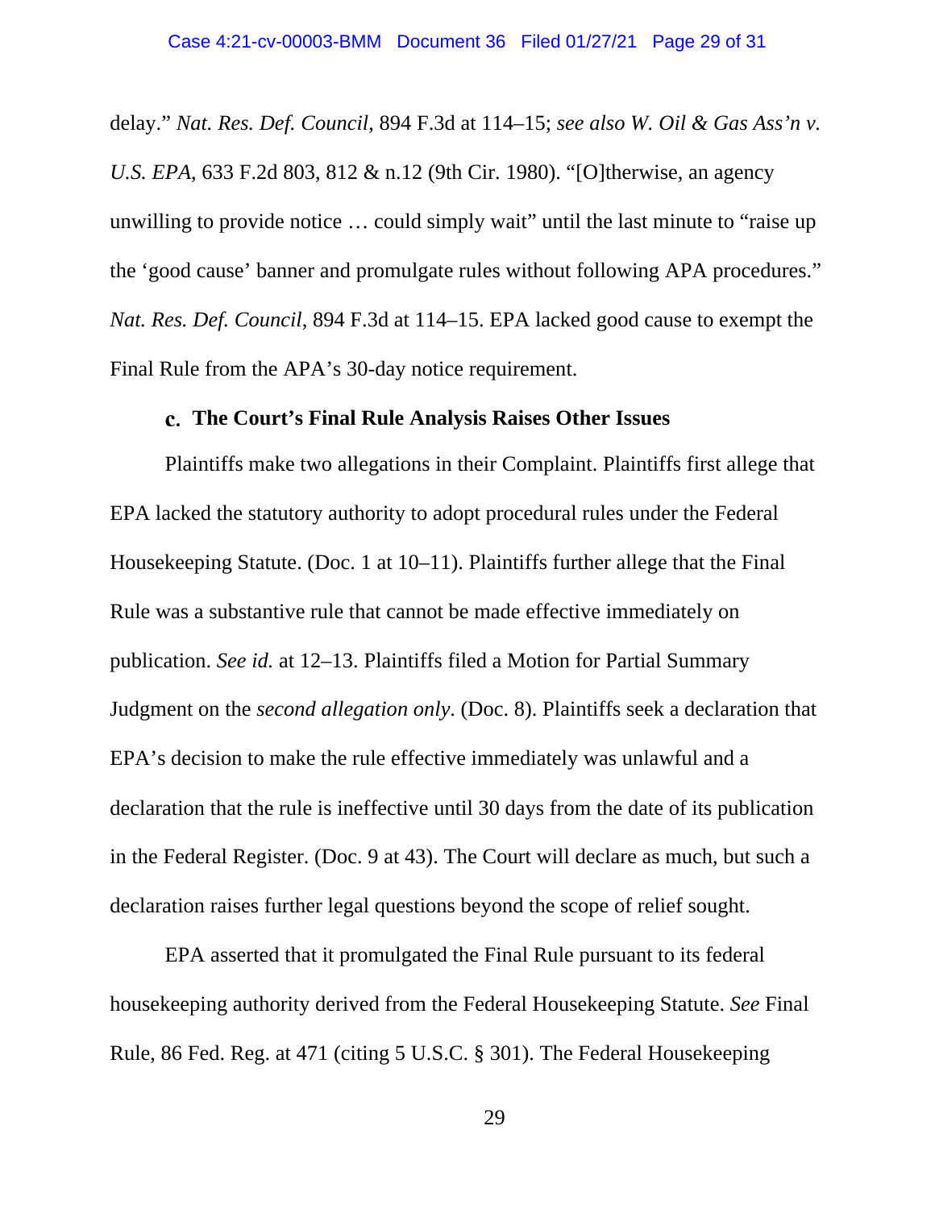delay." *Nat. Res. Def. Council*, 894 F.3d at 114–15; *see also W. Oil & Gas Ass'n v. U.S. EPA*, 633 F.2d 803, 812 & n.12 (9th Cir. 1980). "[O]therwise, an agency unwilling to provide notice … could simply wait" until the last minute to "raise up the 'good cause' banner and promulgate rules without following APA procedures." *Nat. Res. Def. Council*, 894 F.3d at 114–15. EPA lacked good cause to exempt the Final Rule from the APA's 30-day notice requirement.

#### c. The Court's Final Rule Analysis Raises Other Issues

Plaintiffs make two allegations in their Complaint. Plaintiffs first allege that EPA lacked the statutory authority to adopt procedural rules under the Federal Housekeeping Statute. (Doc. 1 at 10–11). Plaintiffs further allege that the Final Rule was a substantive rule that cannot be made effective immediately on publication. *See id.* at 12–13. Plaintiffs filed a Motion for Partial Summary Judgment on the *second allegation only*. (Doc. 8). Plaintiffs seek a declaration that EPA's decision to make the rule effective immediately was unlawful and a declaration that the rule is ineffective until 30 days from the date of its publication in the Federal Register. (Doc. 9 at 43). The Court will declare as much, but such a declaration raises further legal questions beyond the scope of relief sought.

EPA asserted that it promulgated the Final Rule pursuant to its federal housekeeping authority derived from the Federal Housekeeping Statute. *See* Final Rule, 86 Fed. Reg. at 471 (citing 5 U.S.C. § 301). The Federal Housekeeping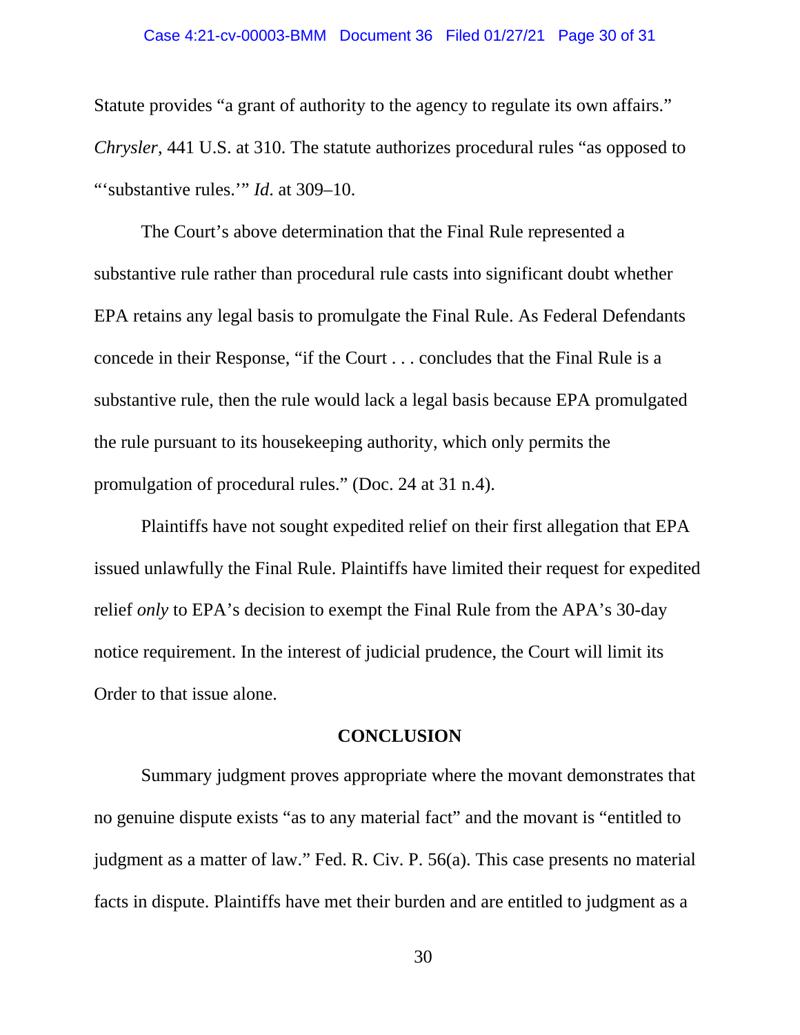Statute provides "a grant of authority to the agency to regulate its own affairs." *Chrysler*, 441 U.S. at 310. The statute authorizes procedural rules "as opposed to "'substantive rules.'" *Id*. at 309–10.

The Court's above determination that the Final Rule represented a substantive rule rather than procedural rule casts into significant doubt whether EPA retains any legal basis to promulgate the Final Rule. As Federal Defendants concede in their Response, "if the Court . . . concludes that the Final Rule is a substantive rule, then the rule would lack a legal basis because EPA promulgated the rule pursuant to its housekeeping authority, which only permits the promulgation of procedural rules." (Doc. 24 at 31 n.4).

Plaintiffs have not sought expedited relief on their first allegation that EPA issued unlawfully the Final Rule. Plaintiffs have limited their request for expedited relief *only* to EPA's decision to exempt the Final Rule from the APA's 30-day notice requirement. In the interest of judicial prudence, the Court will limit its Order to that issue alone.

## CONCLUSION

Summary judgment proves appropriate where the movant demonstrates that no genuine dispute exists "as to any material fact" and the movant is "entitled to judgment as a matter of law." Fed. R. Civ. P. 56(a). This case presents no material facts in dispute. Plaintiffs have met their burden and are entitled to judgment as a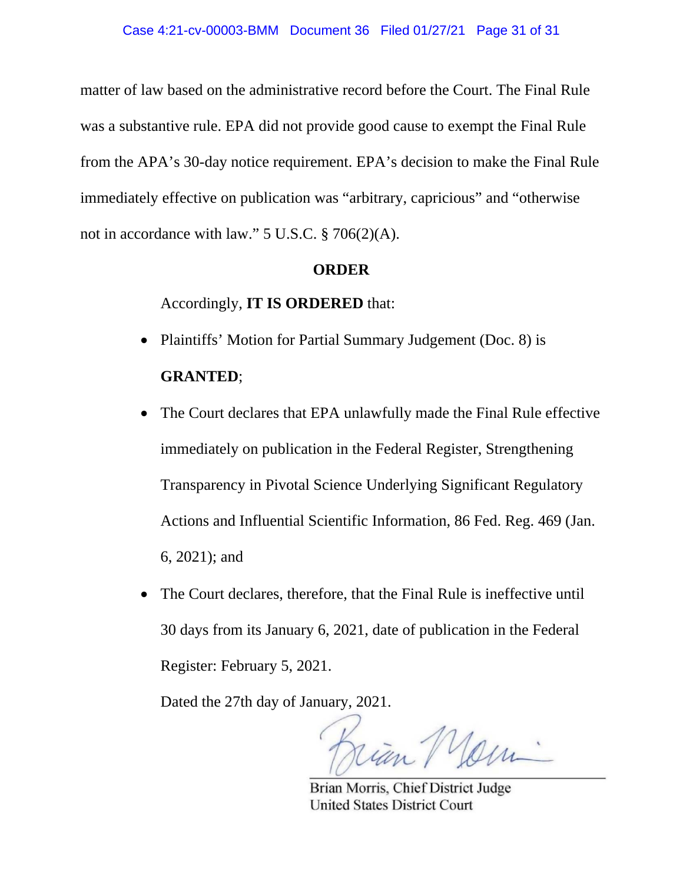matter of law based on the administrative record before the Court. The Final Rule was a substantive rule. EPA did not provide good cause to exempt the Final Rule from the APA's 30-day notice requirement. EPA's decision to make the Final Rule immediately effective on publication was "arbitrary, capricious" and "otherwise not in accordance with law." 5 U.S.C. § 706(2)(A).

## ORDER

Accordingly, **IT IS ORDERED** that:

- Plaintiffs' Motion for Partial Summary Judgement (Doc. 8) is **GRANTED**;
- The Court declares that EPA unlawfully made the Final Rule effective immediately on publication in the Federal Register, Strengthening Transparency in Pivotal Science Underlying Significant Regulatory Actions and Influential Scientific Information, 86 Fed. Reg. 469 (Jan. 6, 2021); and
- The Court declares, therefore, that the Final Rule is ineffective until 30 days from its January 6, 2021, date of publication in the Federal Register: February 5, 2021.

Dated the 27th day of January, 2021.

Brian Morris, Chief District Judge
United States District Court